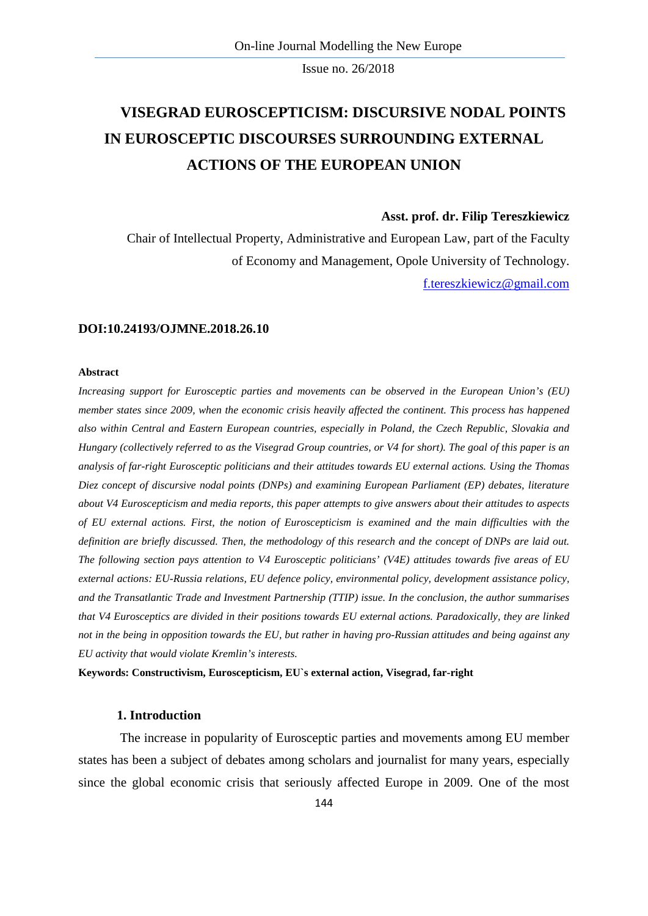# VISEGRAD EUROSCEPTICISM: DISCURSIVE NODAL POINTS IN EUROSCEPTIC DISCOURSES SURROUNDING EXTERNAL ACTIONS OF THE EUROPEAN UNION

**Asst. prof. dr. Filip Tereszkiewicz**

Chair of Intellectual Property, Administrative and European Law, part of the Faculty of Economy and Management, Opole University of Technology.

f.tereszkiewicz@gmail.com

**DOI:10.24193/OJMNE.2018.26.10**

**Abstract**

*Increasing support for Eurosceptic parties and movements can be observed in the European Union's (EU) member states since 2009, when the economic crisis heavily affected the continent. This process has happened also within Central and Eastern European countries, especially in Poland, the Czech Republic, Slovakia and Hungary (collectively referred to as the Visegrad Group countries, or V4 for short). The goal of this paper is an analysis of far-right Eurosceptic politicians and their attitudes towards EU external actions. Using the Thomas Diez concept of discursive nodal points (DNPs) and examining European Parliament (EP) debates, literature about V4 Euroscepticism and media reports, this paper attempts to give answers about their attitudes to aspects of EU external actions. First, the notion of Euroscepticism is examined and the main difficulties with the definition are briefly discussed. Then, the methodology of this research and the concept of DNPs are laid out. The following section pays attention to V4 Eurosceptic politicians' (V4E) attitudes towards five areas of EU external actions: EU-Russia relations, EU defence policy, environmental policy, development assistance policy, and the Transatlantic Trade and Investment Partnership (TTIP) issue. In the conclusion, the author summarises that V4 Eurosceptics are divided in their positions towards EU external actions. Paradoxically, they are linked not in the being in opposition towards the EU, but rather in having pro-Russian attitudes and being against any EU activity that would violate Kremlin's interests.*

**Keywords: Constructivism, Euroscepticism, EU`s external action, Visegrad, far-right**

## 1. Introduction

The increase in popularity of Eurosceptic parties and movements among EU member states has been a subject of debates among scholars and journalist for many years, especially since the global economic crisis that seriously affected Europe in 2009. One of the most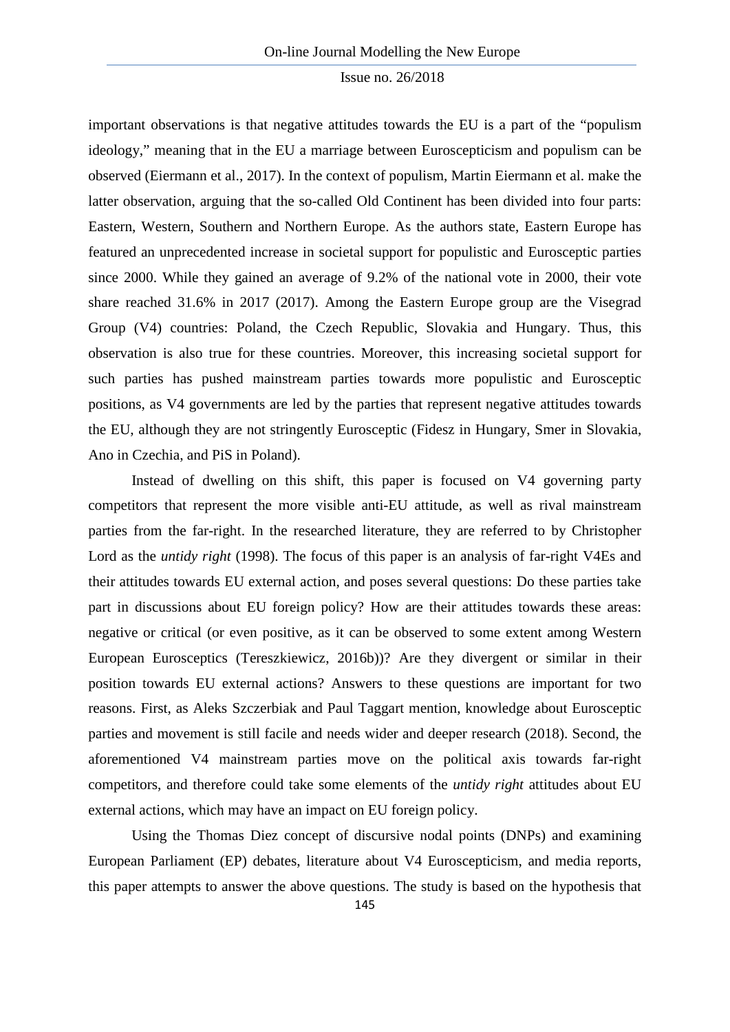important observations is that negative attitudes towards the EU is a part of the "populism ideology," meaning that in the EU a marriage between Euroscepticism and populism can be observed (Eiermann et al., 2017). In the context of populism, Martin Eiermann et al. make the latter observation, arguing that the so-called Old Continent has been divided into four parts: Eastern, Western, Southern and Northern Europe. As the authors state, Eastern Europe has featured an unprecedented increase in societal support for populistic and Eurosceptic parties since 2000. While they gained an average of 9.2% of the national vote in 2000, their vote share reached 31.6% in 2017 (2017). Among the Eastern Europe group are the Visegrad Group (V4) countries: Poland, the Czech Republic, Slovakia and Hungary. Thus, this observation is also true for these countries. Moreover, this increasing societal support for such parties has pushed mainstream parties towards more populistic and Eurosceptic positions, as V4 governments are led by the parties that represent negative attitudes towards the EU, although they are not stringently Eurosceptic (Fidesz in Hungary, Smer in Slovakia, Ano in Czechia, and PiS in Poland).

Instead of dwelling on this shift, this paper is focused on V4 governing party competitors that represent the more visible anti-EU attitude, as well as rival mainstream parties from the far-right. In the researched literature, they are referred to by Christopher Lord as the *untidy right* (1998). The focus of this paper is an analysis of far-right V4Es and their attitudes towards EU external action, and poses several questions: Do these parties take part in discussions about EU foreign policy? How are their attitudes towards these areas: negative or critical (or even positive, as it can be observed to some extent among Western European Eurosceptics (Tereszkiewicz, 2016b))? Are they divergent or similar in their position towards EU external actions? Answers to these questions are important for two reasons. First, as Aleks Szczerbiak and Paul Taggart mention, knowledge about Eurosceptic parties and movement is still facile and needs wider and deeper research (2018). Second, the aforementioned V4 mainstream parties move on the political axis towards far-right competitors, and therefore could take some elements of the *untidy right* attitudes about EU external actions, which may have an impact on EU foreign policy.

Using the Thomas Diez concept of discursive nodal points (DNPs) and examining European Parliament (EP) debates, literature about V4 Euroscepticism, and media reports, this paper attempts to answer the above questions. The study is based on the hypothesis that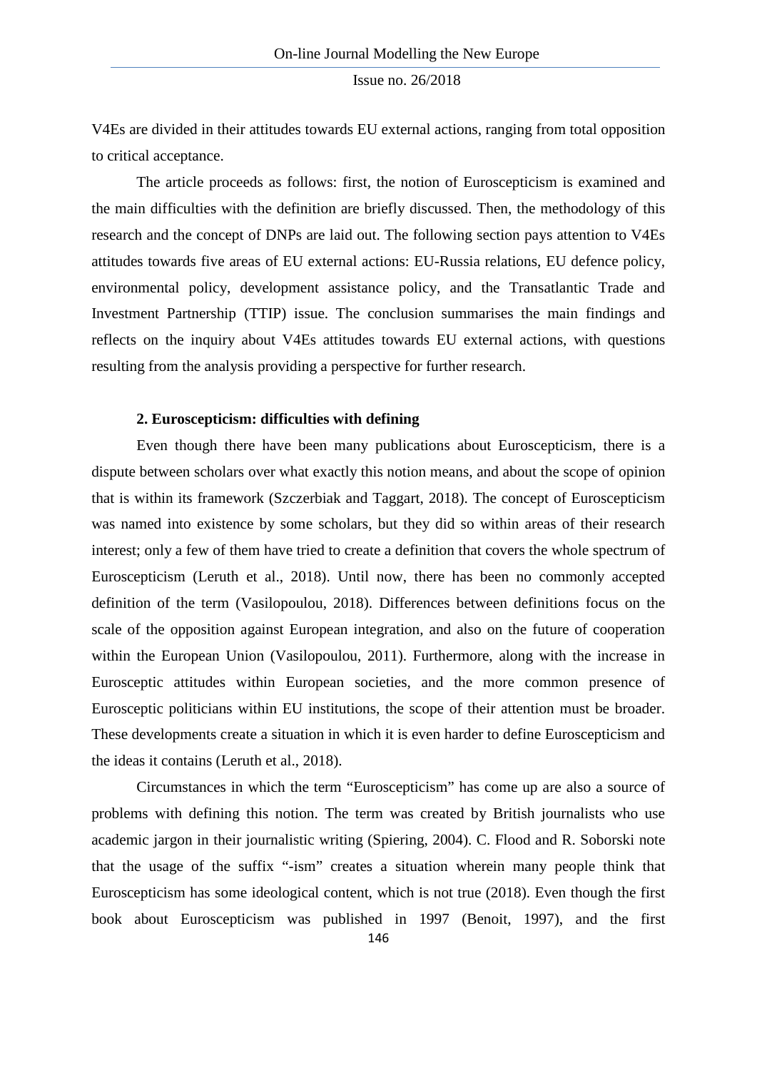V4Es are divided in their attitudes towards EU external actions, ranging from total opposition to critical acceptance.

The article proceeds as follows: first, the notion of Euroscepticism is examined and the main difficulties with the definition are briefly discussed. Then, the methodology of this research and the concept of DNPs are laid out. The following section pays attention to V4Es attitudes towards five areas of EU external actions: EU-Russia relations, EU defence policy, environmental policy, development assistance policy, and the Transatlantic Trade and Investment Partnership (TTIP) issue. The conclusion summarises the main findings and reflects on the inquiry about V4Es attitudes towards EU external actions, with questions resulting from the analysis providing a perspective for further research.

## 2. Euroscepticism: difficulties with defining

Even though there have been many publications about Euroscepticism, there is a dispute between scholars over what exactly this notion means, and about the scope of opinion that is within its framework (Szczerbiak and Taggart, 2018). The concept of Euroscepticism was named into existence by some scholars, but they did so within areas of their research interest; only a few of them have tried to create a definition that covers the whole spectrum of Euroscepticism (Leruth et al., 2018). Until now, there has been no commonly accepted definition of the term (Vasilopoulou, 2018). Differences between definitions focus on the scale of the opposition against European integration, and also on the future of cooperation within the European Union (Vasilopoulou, 2011). Furthermore, along with the increase in Eurosceptic attitudes within European societies, and the more common presence of Eurosceptic politicians within EU institutions, the scope of their attention must be broader. These developments create a situation in which it is even harder to define Euroscepticism and the ideas it contains (Leruth et al., 2018).

Circumstances in which the term "Euroscepticism" has come up are also a source of problems with defining this notion. The term was created by British journalists who use academic jargon in their journalistic writing (Spiering, 2004). C. Flood and R. Soborski note that the usage of the suffix "-ism" creates a situation wherein many people think that Euroscepticism has some ideological content, which is not true (2018). Even though the first book about Euroscepticism was published in 1997 (Benoit, 1997), and the first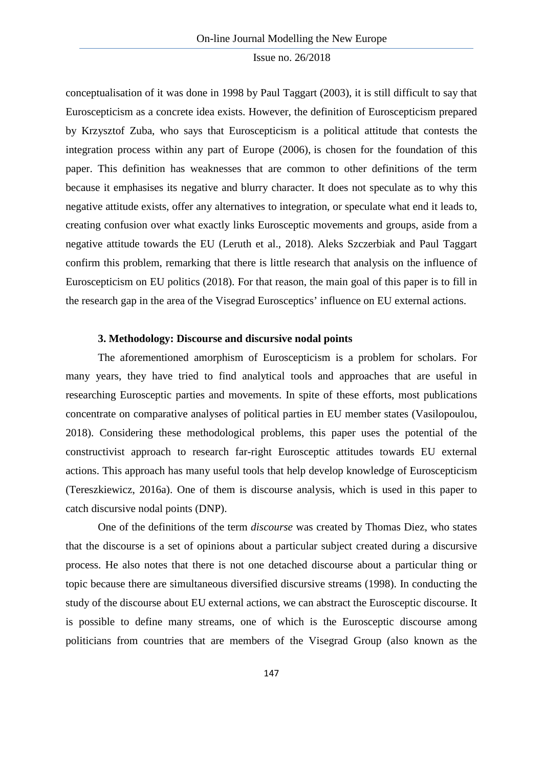conceptualisation of it was done in 1998 by Paul Taggart (2003), it is still difficult to say that Euroscepticism as a concrete idea exists. However, the definition of Euroscepticism prepared by Krzysztof Zuba, who says that Euroscepticism is a political attitude that contests the integration process within any part of Europe (2006), is chosen for the foundation of this paper. This definition has weaknesses that are common to other definitions of the term because it emphasises its negative and blurry character. It does not speculate as to why this negative attitude exists, offer any alternatives to integration, or speculate what end it leads to, creating confusion over what exactly links Eurosceptic movements and groups, aside from a negative attitude towards the EU (Leruth et al., 2018). Aleks Szczerbiak and Paul Taggart confirm this problem, remarking that there is little research that analysis on the influence of Euroscepticism on EU politics (2018). For that reason, the main goal of this paper is to fill in the research gap in the area of the Visegrad Eurosceptics' influence on EU external actions.

### 3. Methodology: Discourse and discursive nodal points

The aforementioned amorphism of Euroscepticism is a problem for scholars. For many years, they have tried to find analytical tools and approaches that are useful in researching Eurosceptic parties and movements. In spite of these efforts, most publications concentrate on comparative analyses of political parties in EU member states (Vasilopoulou, 2018). Considering these methodological problems, this paper uses the potential of the constructivist approach to research far-right Eurosceptic attitudes towards EU external actions. This approach has many useful tools that help develop knowledge of Euroscepticism (Tereszkiewicz, 2016a). One of them is discourse analysis, which is used in this paper to catch discursive nodal points (DNP).

One of the definitions of the term *discourse* was created by Thomas Diez, who states that the discourse is a set of opinions about a particular subject created during a discursive process. He also notes that there is not one detached discourse about a particular thing or topic because there are simultaneous diversified discursive streams (1998). In conducting the study of the discourse about EU external actions, we can abstract the Eurosceptic discourse. It is possible to define many streams, one of which is the Eurosceptic discourse among politicians from countries that are members of the Visegrad Group (also known as the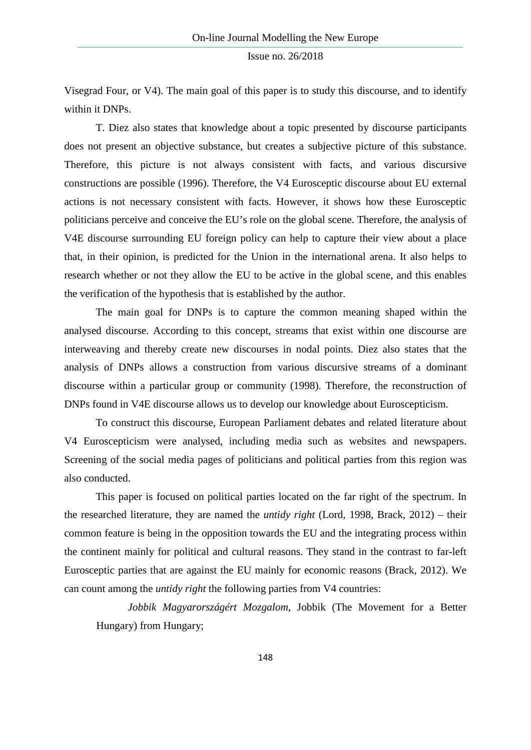Visegrad Four, or V4). The main goal of this paper is to study this discourse, and to identify within it DNPs.

T. Diez also states that knowledge about a topic presented by discourse participants does not present an objective substance, but creates a subjective picture of this substance. Therefore, this picture is not always consistent with facts, and various discursive constructions are possible (1996). Therefore, the V4 Eurosceptic discourse about EU external actions is not necessary consistent with facts. However, it shows how these Eurosceptic politicians perceive and conceive the EU's role on the global scene. Therefore, the analysis of V4E discourse surrounding EU foreign policy can help to capture their view about a place that, in their opinion, is predicted for the Union in the international arena. It also helps to research whether or not they allow the EU to be active in the global scene, and this enables the verification of the hypothesis that is established by the author.

The main goal for DNPs is to capture the common meaning shaped within the analysed discourse. According to this concept, streams that exist within one discourse are interweaving and thereby create new discourses in nodal points. Diez also states that the analysis of DNPs allows a construction from various discursive streams of a dominant discourse within a particular group or community (1998). Therefore, the reconstruction of DNPs found in V4E discourse allows us to develop our knowledge about Euroscepticism.

To construct this discourse, European Parliament debates and related literature about V4 Euroscepticism were analysed, including media such as websites and newspapers. Screening of the social media pages of politicians and political parties from this region was also conducted.

This paper is focused on political parties located on the far right of the spectrum. In the researched literature, they are named the *untidy right* (Lord, 1998, Brack, 2012) – their common feature is being in the opposition towards the EU and the integrating process within the continent mainly for political and cultural reasons. They stand in the contrast to far-left Eurosceptic parties that are against the EU mainly for economic reasons (Brack, 2012). We can count among the *untidy right* the following parties from V4 countries:

*Jobbik Magyarországért Mozgalom*, Jobbik (The Movement for a Better Hungary) from Hungary;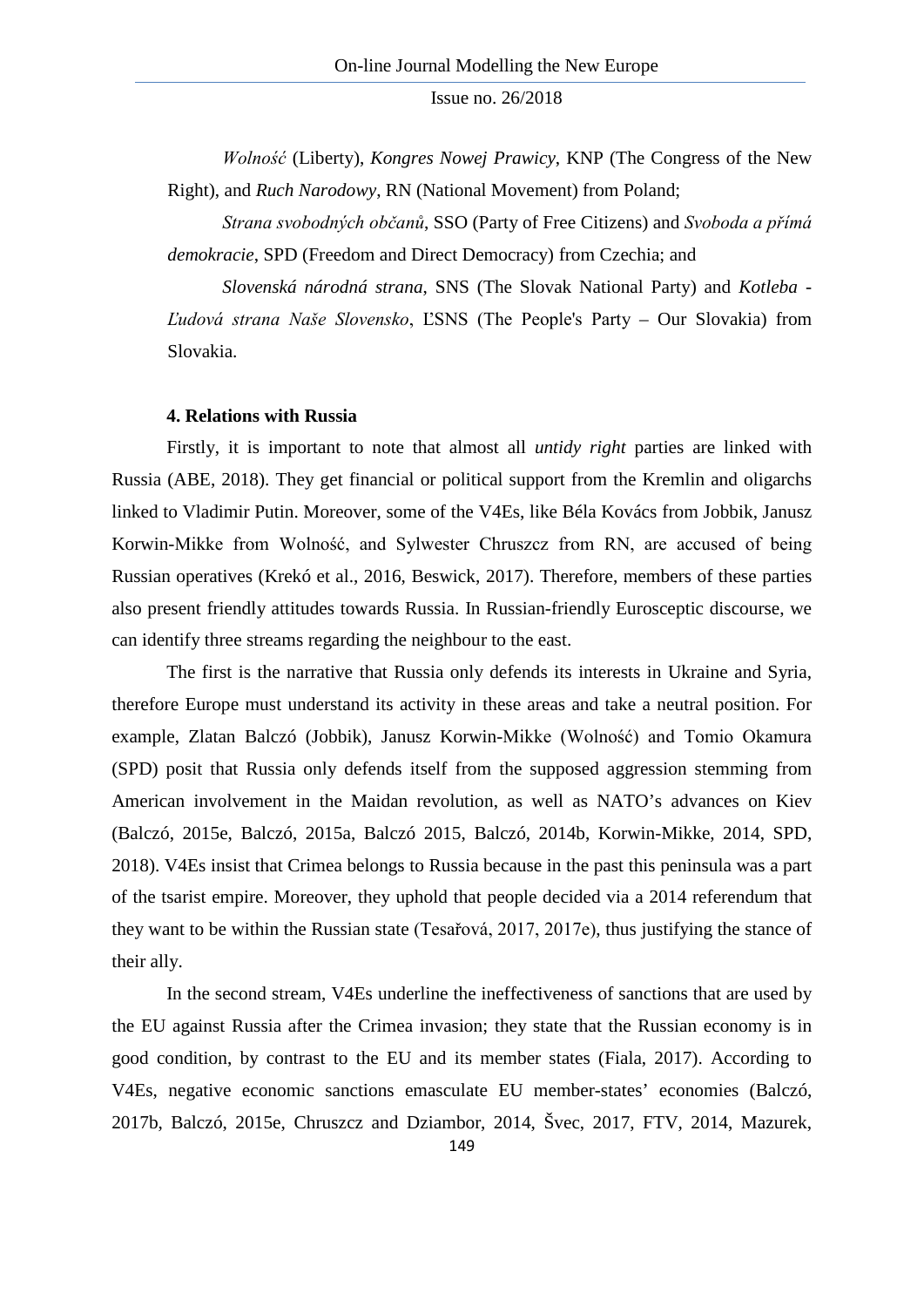*Wolność* (Liberty), *Kongres Nowej Prawicy*, KNP (The Congress of the New Right), and *Ruch Narodowy*, RN (National Movement) from Poland;

*Strana svobodných občanů*, SSO (Party of Free Citizens) and *Svoboda a přímá demokracie*, SPD (Freedom and Direct Democracy) from Czechia; and

*Slovenská národná strana*, SNS (The Slovak National Party) and *Kotleba - Ľudová strana Naše Slovensko*, ĽSNS (The People's Party – Our Slovakia) from Slovakia.

**4. Relations with Russia**

Firstly, it is important to note that almost all *untidy right* parties are linked with Russia (ABE, 2018). They get financial or political support from the Kremlin and oligarchs linked to Vladimir Putin. Moreover, some of the V4Es, like Béla Kovács from Jobbik, Janusz Korwin-Mikke from Wolność, and Sylwester Chruszcz from RN, are accused of being Russian operatives (Krekó et al., 2016, Beswick, 2017). Therefore, members of these parties also present friendly attitudes towards Russia. In Russian-friendly Eurosceptic discourse, we can identify three streams regarding the neighbour to the east.

The first is the narrative that Russia only defends its interests in Ukraine and Syria, therefore Europe must understand its activity in these areas and take a neutral position. For example, Zlatan Balczó (Jobbik), Janusz Korwin-Mikke (Wolność) and Tomio Okamura (SPD) posit that Russia only defends itself from the supposed aggression stemming from American involvement in the Maidan revolution, as well as NATO's advances on Kiev (Balczó, 2015e, Balczó, 2015a, Balczó 2015, Balczó, 2014b, Korwin-Mikke, 2014, SPD, 2018). V4Es insist that Crimea belongs to Russia because in the past this peninsula was a part of the tsarist empire. Moreover, they uphold that people decided via a 2014 referendum that they want to be within the Russian state (Tesařová, 2017, 2017e), thus justifying the stance of their ally.

In the second stream, V4Es underline the ineffectiveness of sanctions that are used by the EU against Russia after the Crimea invasion; they state that the Russian economy is in good condition, by contrast to the EU and its member states (Fiala, 2017). According to V4Es, negative economic sanctions emasculate EU member-states' economies (Balczó, 2017b, Balczó, 2015e, Chruszcz and Dziambor, 2014, Švec, 2017, FTV, 2014, Mazurek,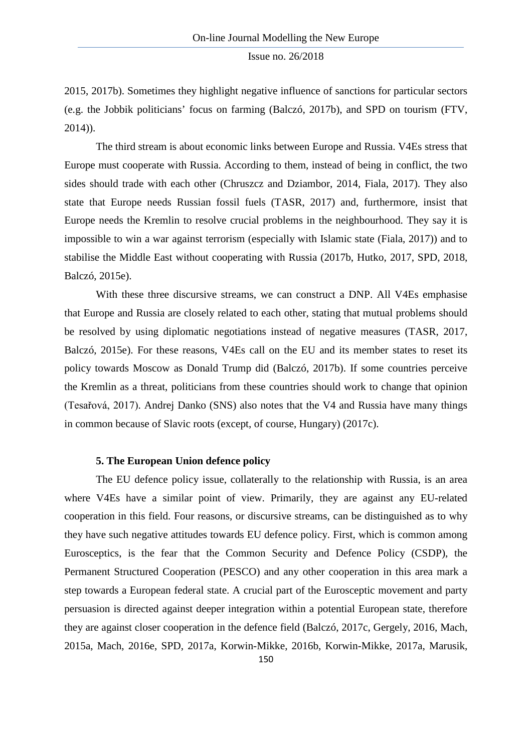2015, 2017b). Sometimes they highlight negative influence of sanctions for particular sectors (e.g. the Jobbik politicians' focus on farming (Balczó, 2017b), and SPD on tourism (FTV, 2014)).

The third stream is about economic links between Europe and Russia. V4Es stress that Europe must cooperate with Russia. According to them, instead of being in conflict, the two sides should trade with each other (Chruszcz and Dziambor, 2014, Fiala, 2017). They also state that Europe needs Russian fossil fuels (TASR, 2017) and, furthermore, insist that Europe needs the Kremlin to resolve crucial problems in the neighbourhood. They say it is impossible to win a war against terrorism (especially with Islamic state (Fiala, 2017)) and to stabilise the Middle East without cooperating with Russia (2017b, Hutko, 2017, SPD, 2018, Balczó, 2015e).

With these three discursive streams, we can construct a DNP. All V4Es emphasise that Europe and Russia are closely related to each other, stating that mutual problems should be resolved by using diplomatic negotiations instead of negative measures (TASR, 2017, Balczó, 2015e). For these reasons, V4Es call on the EU and its member states to reset its policy towards Moscow as Donald Trump did (Balczó, 2017b). If some countries perceive the Kremlin as a threat, politicians from these countries should work to change that opinion (Tesařová, 2017). Andrej Danko (SNS) also notes that the V4 and Russia have many things in common because of Slavic roots (except, of course, Hungary) (2017c).

### 5. The European Union defence policy

The EU defence policy issue, collaterally to the relationship with Russia, is an area where V4Es have a similar point of view. Primarily, they are against any EU-related cooperation in this field. Four reasons, or discursive streams, can be distinguished as to why they have such negative attitudes towards EU defence policy. First, which is common among Eurosceptics, is the fear that the Common Security and Defence Policy (CSDP), the Permanent Structured Cooperation (PESCO) and any other cooperation in this area mark a step towards a European federal state. A crucial part of the Eurosceptic movement and party persuasion is directed against deeper integration within a potential European state, therefore they are against closer cooperation in the defence field (Balczó, 2017c, Gergely, 2016, Mach, 2015a, Mach, 2016e, SPD, 2017a, Korwin-Mikke, 2016b, Korwin-Mikke, 2017a, Marusik,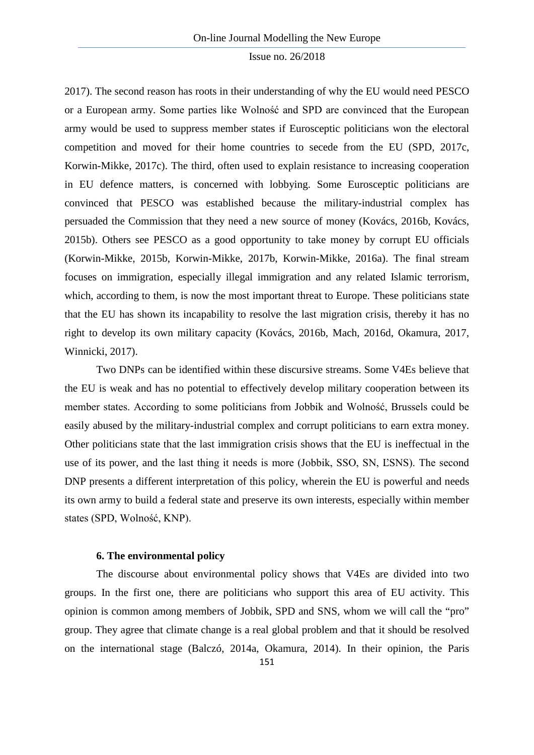2017). The second reason has roots in their understanding of why the EU would need PESCO or a European army. Some parties like Wolność and SPD are convinced that the European army would be used to suppress member states if Eurosceptic politicians won the electoral competition and moved for their home countries to secede from the EU (SPD, 2017c, Korwin-Mikke, 2017c). The third, often used to explain resistance to increasing cooperation in EU defence matters, is concerned with lobbying. Some Eurosceptic politicians are convinced that PESCO was established because the military-industrial complex has persuaded the Commission that they need a new source of money (Kovács, 2016b, Kovács, 2015b). Others see PESCO as a good opportunity to take money by corrupt EU officials (Korwin-Mikke, 2015b, Korwin-Mikke, 2017b, Korwin-Mikke, 2016a). The final stream focuses on immigration, especially illegal immigration and any related Islamic terrorism, which, according to them, is now the most important threat to Europe. These politicians state that the EU has shown its incapability to resolve the last migration crisis, thereby it has no right to develop its own military capacity (Kovács, 2016b, Mach, 2016d, Okamura, 2017, Winnicki, 2017).

Two DNPs can be identified within these discursive streams. Some V4Es believe that the EU is weak and has no potential to effectively develop military cooperation between its member states. According to some politicians from Jobbik and Wolność, Brussels could be easily abused by the military-industrial complex and corrupt politicians to earn extra money. Other politicians state that the last immigration crisis shows that the EU is ineffectual in the use of its power, and the last thing it needs is more (Jobbik, SSO, SN, ĽSNS). The second DNP presents a different interpretation of this policy, wherein the EU is powerful and needs its own army to build a federal state and preserve its own interests, especially within member states (SPD, Wolność, KNP).

### 6. The environmental policy

The discourse about environmental policy shows that V4Es are divided into two groups. In the first one, there are politicians who support this area of EU activity. This opinion is common among members of Jobbik, SPD and SNS, whom we will call the "pro" group. They agree that climate change is a real global problem and that it should be resolved on the international stage (Balczó, 2014a, Okamura, 2014). In their opinion, the Paris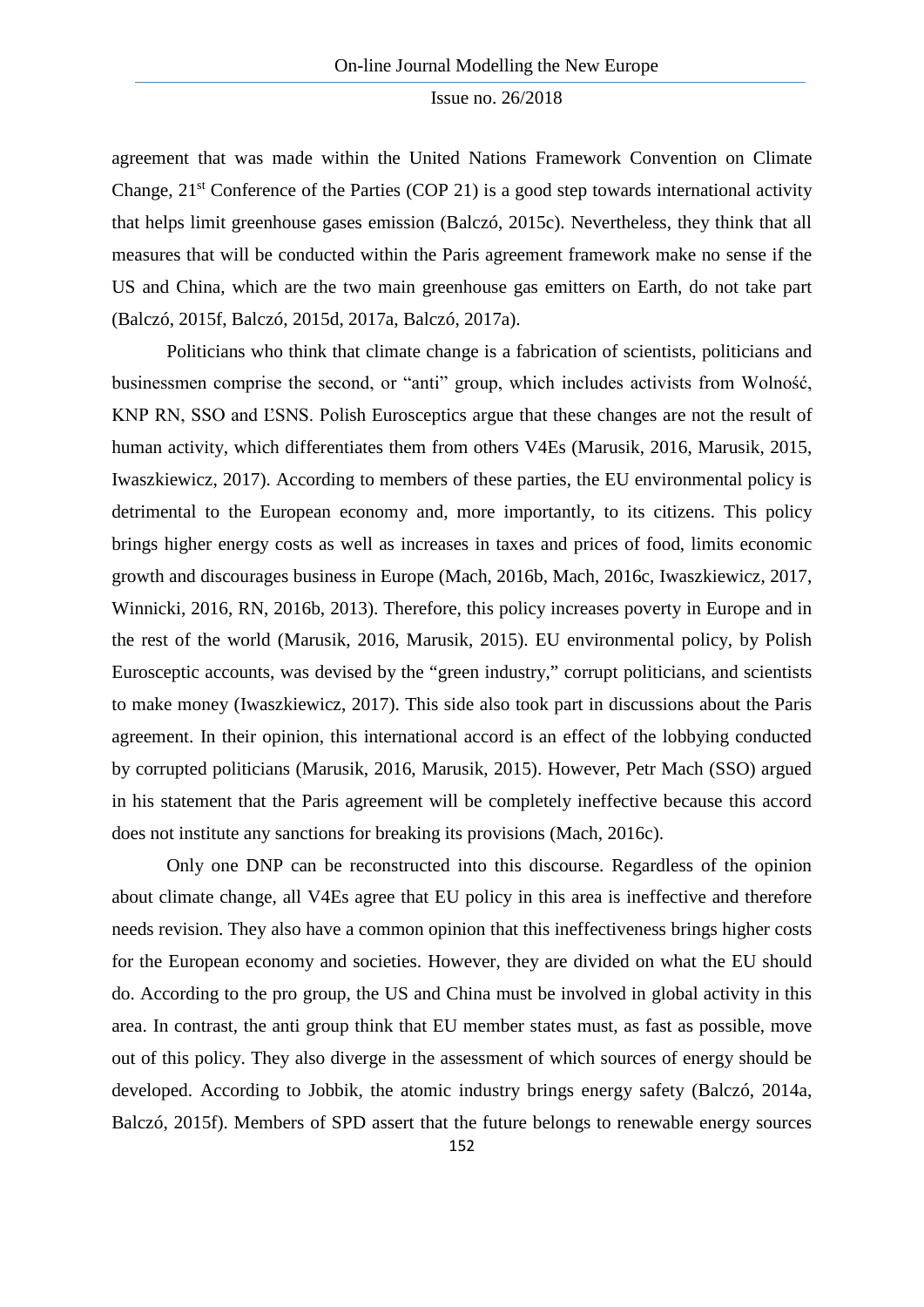agreement that was made within the United Nations Framework Convention on Climate Change, 21st Conference of the Parties (COP 21) is a good step towards international activity that helps limit greenhouse gases emission (Balczó, 2015c). Nevertheless, they think that all measures that will be conducted within the Paris agreement framework make no sense if the US and China, which are the two main greenhouse gas emitters on Earth, do not take part (Balczó, 2015f, Balczó, 2015d, 2017a, Balczó, 2017a).

Politicians who think that climate change is a fabrication of scientists, politicians and businessmen comprise the second, or "anti" group, which includes activists from Wolność, KNP RN, SSO and ĽSNS. Polish Eurosceptics argue that these changes are not the result of human activity, which differentiates them from others V4Es (Marusik, 2016, Marusik, 2015, Iwaszkiewicz, 2017). According to members of these parties, the EU environmental policy is detrimental to the European economy and, more importantly, to its citizens. This policy brings higher energy costs as well as increases in taxes and prices of food, limits economic growth and discourages business in Europe (Mach, 2016b, Mach, 2016c, Iwaszkiewicz, 2017, Winnicki, 2016, RN, 2016b, 2013). Therefore, this policy increases poverty in Europe and in the rest of the world (Marusik, 2016, Marusik, 2015). EU environmental policy, by Polish Eurosceptic accounts, was devised by the "green industry," corrupt politicians, and scientists to make money (Iwaszkiewicz, 2017). This side also took part in discussions about the Paris agreement. In their opinion, this international accord is an effect of the lobbying conducted by corrupted politicians (Marusik, 2016, Marusik, 2015). However, Petr Mach (SSO) argued in his statement that the Paris agreement will be completely ineffective because this accord does not institute any sanctions for breaking its provisions (Mach, 2016c).

Only one DNP can be reconstructed into this discourse. Regardless of the opinion about climate change, all V4Es agree that EU policy in this area is ineffective and therefore needs revision. They also have a common opinion that this ineffectiveness brings higher costs for the European economy and societies. However, they are divided on what the EU should do. According to the pro group, the US and China must be involved in global activity in this area. In contrast, the anti group think that EU member states must, as fast as possible, move out of this policy. They also diverge in the assessment of which sources of energy should be developed. According to Jobbik, the atomic industry brings energy safety (Balczó, 2014a, Balczó, 2015f). Members of SPD assert that the future belongs to renewable energy sources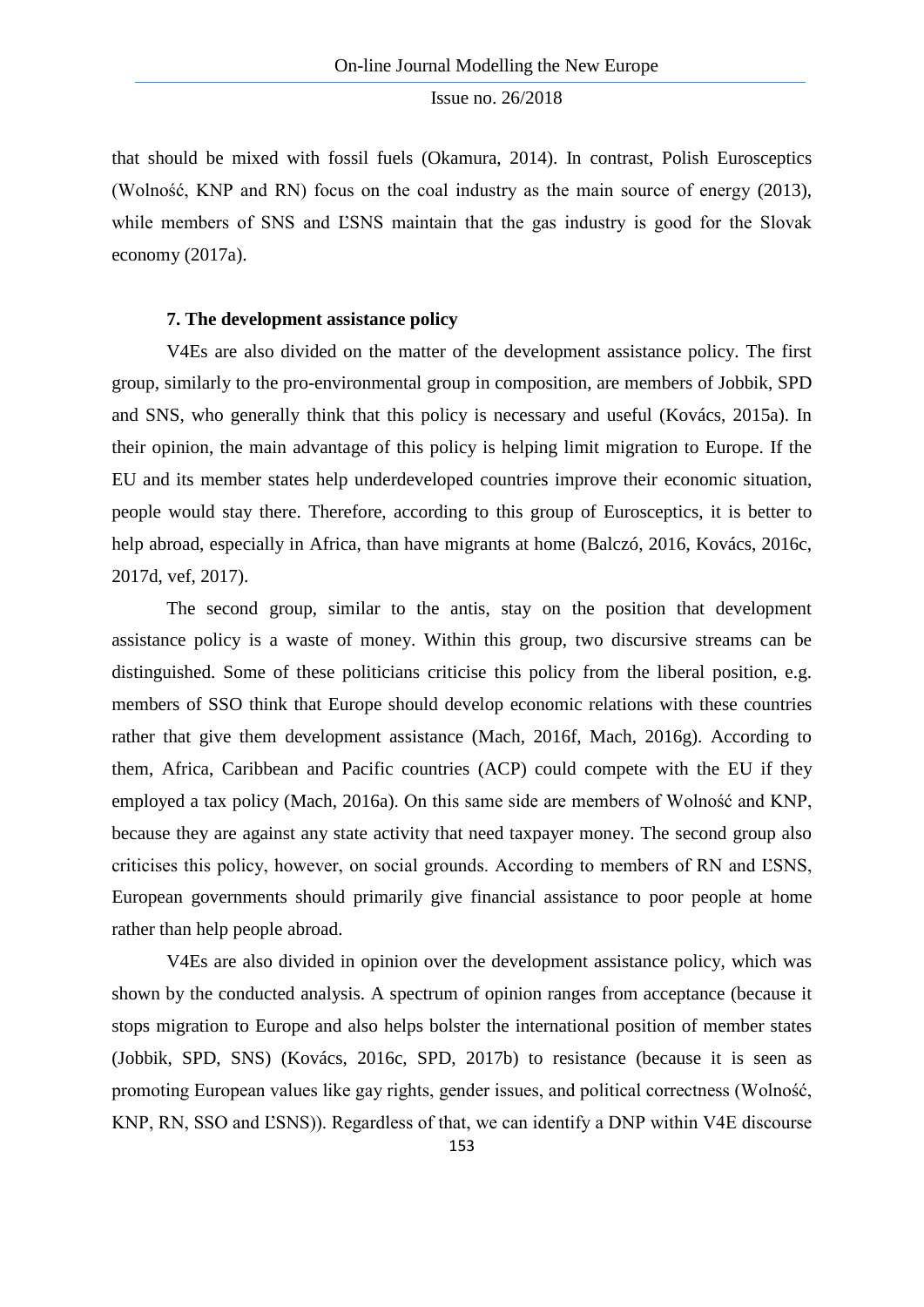that should be mixed with fossil fuels (Okamura, 2014). In contrast, Polish Eurosceptics (Wolność, KNP and RN) focus on the coal industry as the main source of energy (2013), while members of SNS and ĽSNS maintain that the gas industry is good for the Slovak economy (2017a).

### 7. The development assistance policy

V4Es are also divided on the matter of the development assistance policy. The first group, similarly to the pro-environmental group in composition, are members of Jobbik, SPD and SNS, who generally think that this policy is necessary and useful (Kovács, 2015a). In their opinion, the main advantage of this policy is helping limit migration to Europe. If the EU and its member states help underdeveloped countries improve their economic situation, people would stay there. Therefore, according to this group of Eurosceptics, it is better to help abroad, especially in Africa, than have migrants at home (Balczó, 2016, Kovács, 2016c, 2017d, vef, 2017).

The second group, similar to the antis, stay on the position that development assistance policy is a waste of money. Within this group, two discursive streams can be distinguished. Some of these politicians criticise this policy from the liberal position, e.g. members of SSO think that Europe should develop economic relations with these countries rather that give them development assistance (Mach, 2016f, Mach, 2016g). According to them, Africa, Caribbean and Pacific countries (ACP) could compete with the EU if they employed a tax policy (Mach, 2016a). On this same side are members of Wolność and KNP, because they are against any state activity that need taxpayer money. The second group also criticises this policy, however, on social grounds. According to members of RN and ĽSNS, European governments should primarily give financial assistance to poor people at home rather than help people abroad.

V4Es are also divided in opinion over the development assistance policy, which was shown by the conducted analysis. A spectrum of opinion ranges from acceptance (because it stops migration to Europe and also helps bolster the international position of member states (Jobbik, SPD, SNS) (Kovács, 2016c, SPD, 2017b) to resistance (because it is seen as promoting European values like gay rights, gender issues, and political correctness (Wolność, KNP, RN, SSO and ĽSNS)). Regardless of that, we can identify a DNP within V4E discourse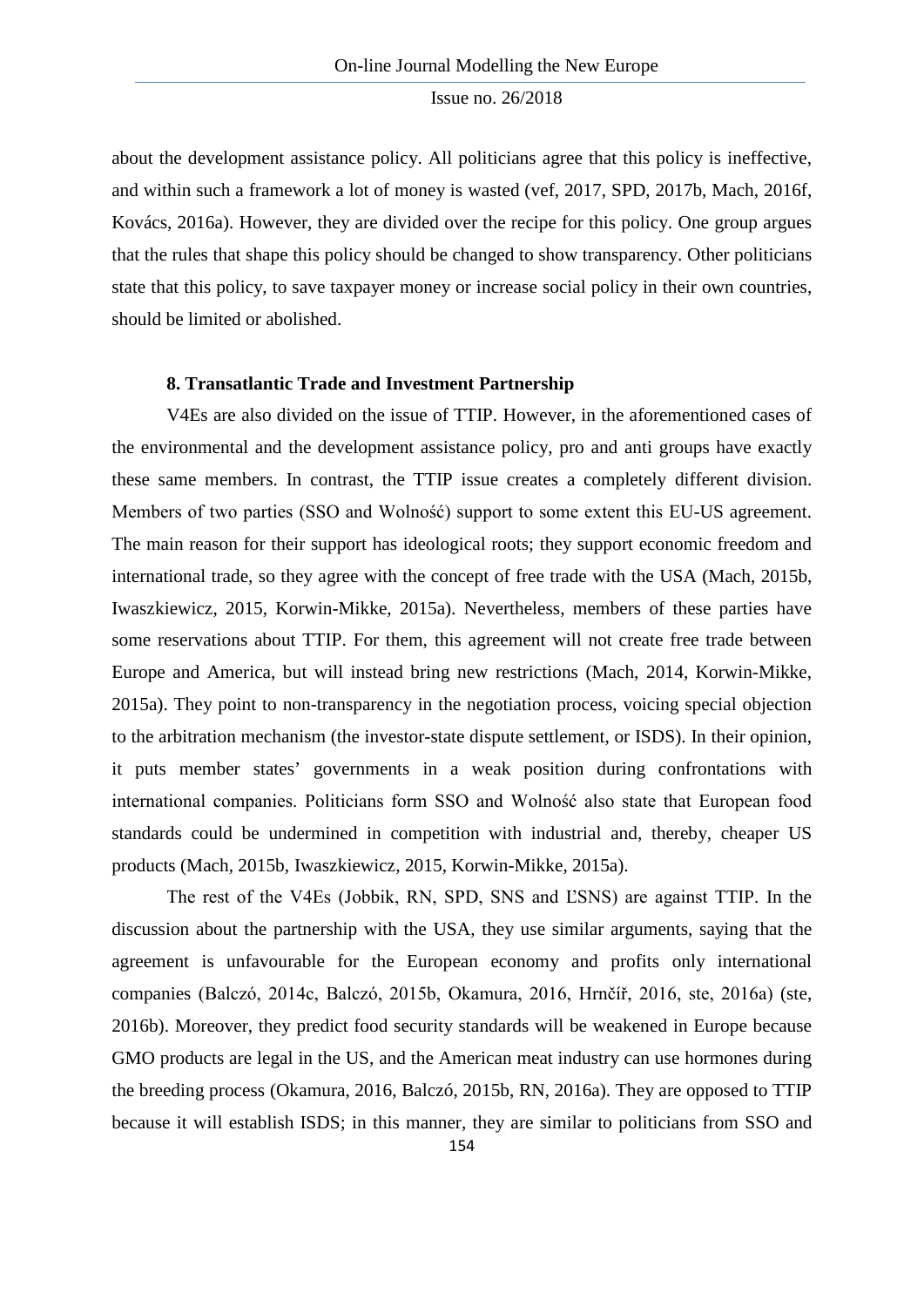about the development assistance policy. All politicians agree that this policy is ineffective, and within such a framework a lot of money is wasted (vef, 2017, SPD, 2017b, Mach, 2016f, Kovács, 2016a). However, they are divided over the recipe for this policy. One group argues that the rules that shape this policy should be changed to show transparency. Other politicians state that this policy, to save taxpayer money or increase social policy in their own countries, should be limited or abolished.

### 8. Transatlantic Trade and Investment Partnership

V4Es are also divided on the issue of TTIP. However, in the aforementioned cases of the environmental and the development assistance policy, pro and anti groups have exactly these same members. In contrast, the TTIP issue creates a completely different division. Members of two parties (SSO and Wolność) support to some extent this EU-US agreement. The main reason for their support has ideological roots; they support economic freedom and international trade, so they agree with the concept of free trade with the USA (Mach, 2015b, Iwaszkiewicz, 2015, Korwin-Mikke, 2015a). Nevertheless, members of these parties have some reservations about TTIP. For them, this agreement will not create free trade between Europe and America, but will instead bring new restrictions (Mach, 2014, Korwin-Mikke, 2015a). They point to non-transparency in the negotiation process, voicing special objection to the arbitration mechanism (the investor-state dispute settlement, or ISDS). In their opinion, it puts member states' governments in a weak position during confrontations with international companies. Politicians form SSO and Wolność also state that European food standards could be undermined in competition with industrial and, thereby, cheaper US products (Mach, 2015b, Iwaszkiewicz, 2015, Korwin-Mikke, 2015a).

The rest of the V4Es (Jobbik, RN, SPD, SNS and ĽSNS) are against TTIP. In the discussion about the partnership with the USA, they use similar arguments, saying that the agreement is unfavourable for the European economy and profits only international companies (Balczó, 2014c, Balczó, 2015b, Okamura, 2016, Hrnčíř, 2016, ste, 2016a) (ste, 2016b). Moreover, they predict food security standards will be weakened in Europe because GMO products are legal in the US, and the American meat industry can use hormones during the breeding process (Okamura, 2016, Balczó, 2015b, RN, 2016a). They are opposed to TTIP because it will establish ISDS; in this manner, they are similar to politicians from SSO and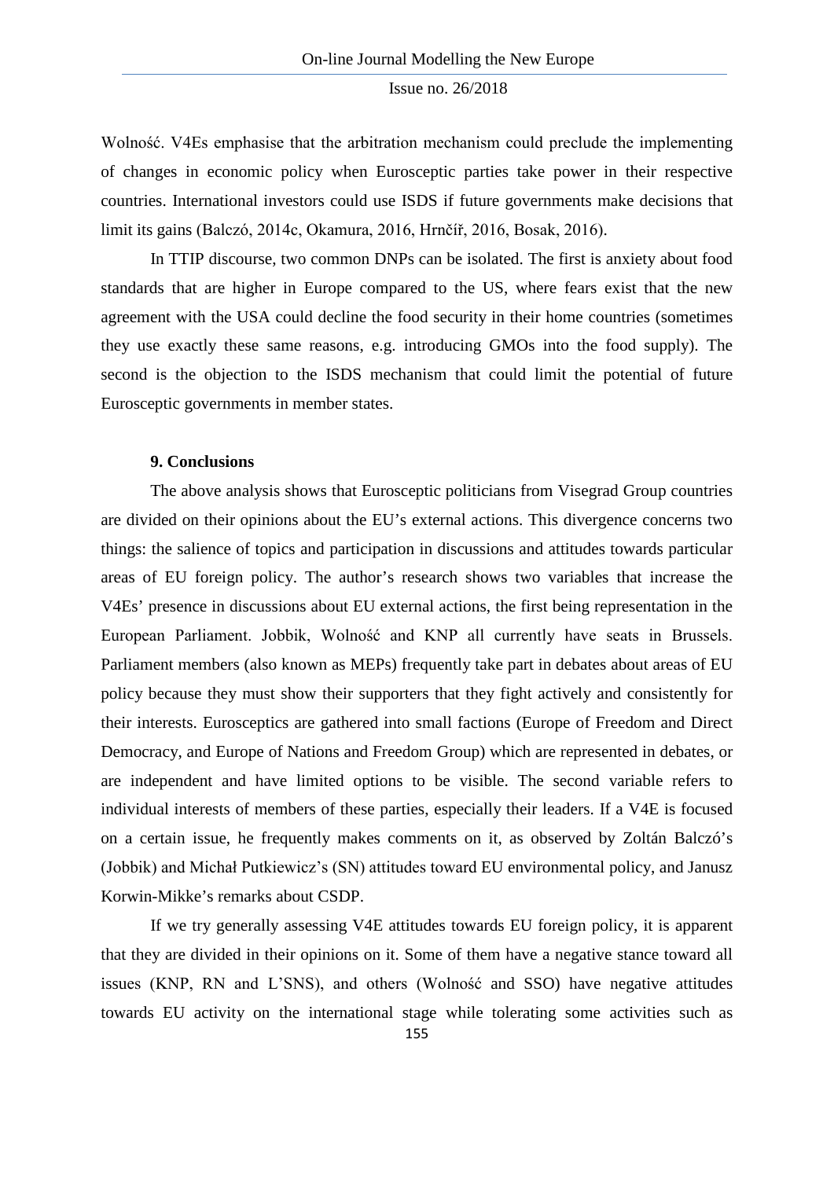Wolność. V4Es emphasise that the arbitration mechanism could preclude the implementing of changes in economic policy when Eurosceptic parties take power in their respective countries. International investors could use ISDS if future governments make decisions that limit its gains (Balczó, 2014c, Okamura, 2016, Hrnčíř, 2016, Bosak, 2016).

In TTIP discourse, two common DNPs can be isolated. The first is anxiety about food standards that are higher in Europe compared to the US, where fears exist that the new agreement with the USA could decline the food security in their home countries (sometimes they use exactly these same reasons, e.g. introducing GMOs into the food supply). The second is the objection to the ISDS mechanism that could limit the potential of future Eurosceptic governments in member states.

## 9. Conclusions

The above analysis shows that Eurosceptic politicians from Visegrad Group countries are divided on their opinions about the EU's external actions. This divergence concerns two things: the salience of topics and participation in discussions and attitudes towards particular areas of EU foreign policy. The author's research shows two variables that increase the V4Es' presence in discussions about EU external actions, the first being representation in the European Parliament. Jobbik, Wolność and KNP all currently have seats in Brussels. Parliament members (also known as MEPs) frequently take part in debates about areas of EU policy because they must show their supporters that they fight actively and consistently for their interests. Eurosceptics are gathered into small factions (Europe of Freedom and Direct Democracy, and Europe of Nations and Freedom Group) which are represented in debates, or are independent and have limited options to be visible. The second variable refers to individual interests of members of these parties, especially their leaders. If a V4E is focused on a certain issue, he frequently makes comments on it, as observed by Zoltán Balczó's (Jobbik) and Michał Putkiewicz's (SN) attitudes toward EU environmental policy, and Janusz Korwin-Mikke's remarks about CSDP.

If we try generally assessing V4E attitudes towards EU foreign policy, it is apparent that they are divided in their opinions on it. Some of them have a negative stance toward all issues (KNP, RN and L'SNS), and others (Wolność and SSO) have negative attitudes towards EU activity on the international stage while tolerating some activities such as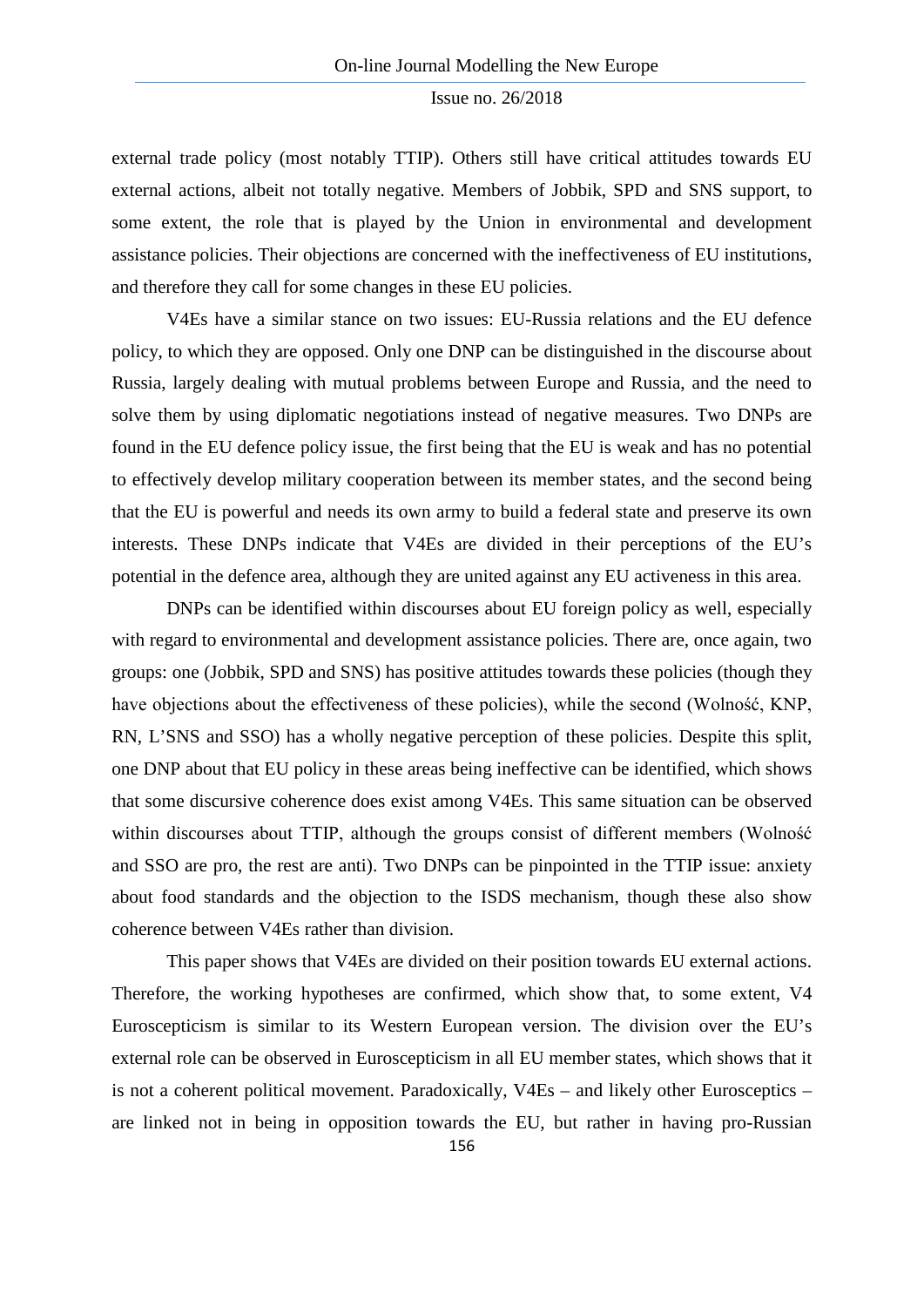external trade policy (most notably TTIP). Others still have critical attitudes towards EU external actions, albeit not totally negative. Members of Jobbik, SPD and SNS support, to some extent, the role that is played by the Union in environmental and development assistance policies. Their objections are concerned with the ineffectiveness of EU institutions, and therefore they call for some changes in these EU policies.

V4Es have a similar stance on two issues: EU-Russia relations and the EU defence policy, to which they are opposed. Only one DNP can be distinguished in the discourse about Russia, largely dealing with mutual problems between Europe and Russia, and the need to solve them by using diplomatic negotiations instead of negative measures. Two DNPs are found in the EU defence policy issue, the first being that the EU is weak and has no potential to effectively develop military cooperation between its member states, and the second being that the EU is powerful and needs its own army to build a federal state and preserve its own interests. These DNPs indicate that V4Es are divided in their perceptions of the EU's potential in the defence area, although they are united against any EU activeness in this area.

DNPs can be identified within discourses about EU foreign policy as well, especially with regard to environmental and development assistance policies. There are, once again, two groups: one (Jobbik, SPD and SNS) has positive attitudes towards these policies (though they have objections about the effectiveness of these policies), while the second (Wolność, KNP, RN, L'SNS and SSO) has a wholly negative perception of these policies. Despite this split, one DNP about that EU policy in these areas being ineffective can be identified, which shows that some discursive coherence does exist among V4Es. This same situation can be observed within discourses about TTIP, although the groups consist of different members (Wolność and SSO are pro, the rest are anti). Two DNPs can be pinpointed in the TTIP issue: anxiety about food standards and the objection to the ISDS mechanism, though these also show coherence between V4Es rather than division.

This paper shows that V4Es are divided on their position towards EU external actions. Therefore, the working hypotheses are confirmed, which show that, to some extent, V4 Euroscepticism is similar to its Western European version. The division over the EU's external role can be observed in Euroscepticism in all EU member states, which shows that it is not a coherent political movement. Paradoxically, V4Es – and likely other Eurosceptics – are linked not in being in opposition towards the EU, but rather in having pro-Russian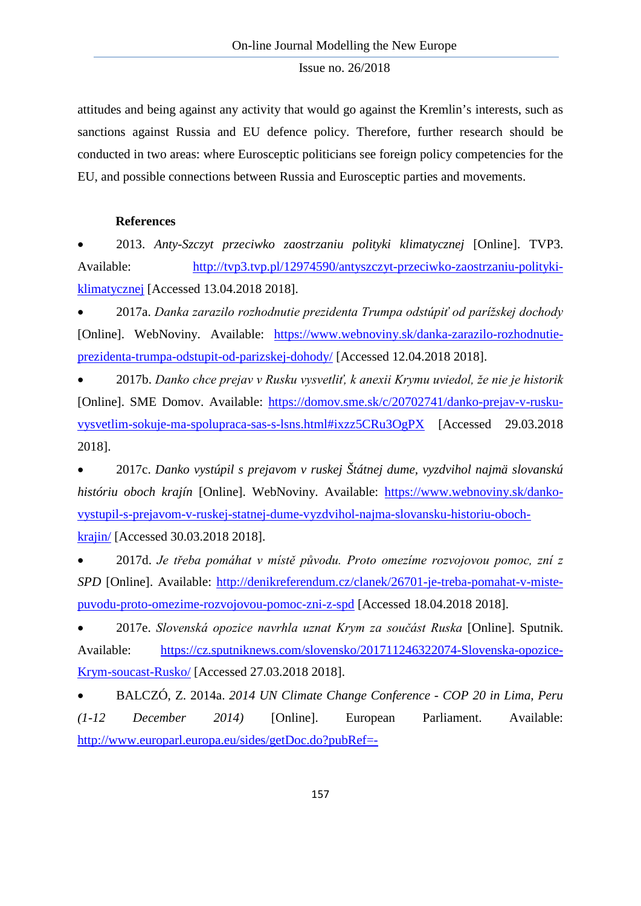attitudes and being against any activity that would go against the Kremlin's interests, such as sanctions against Russia and EU defence policy. Therefore, further research should be conducted in two areas: where Eurosceptic politicians see foreign policy competencies for the EU, and possible connections between Russia and Eurosceptic parties and movements.

**References**

- 2013. *Anty-Szczyt przeciwko zaostrzaniu polityki klimatycznej* [Online]. TVP3. Available: http://tvp3.tvp.pl/12974590/antyszczyt-przeciwko-zaostrzaniu-polityki-klimatycznej [Accessed 13.04.2018 2018].
- 2017a. *Danka zarazilo rozhodnutie prezidenta Trumpa odstúpiť od parížskej dochody* [Online]. WebNoviny. Available: https://www.webnoviny.sk/danka-zarazilo-rozhodnutie-prezidenta-trumpa-odstupit-od-parizskej-dohody/ [Accessed 12.04.2018 2018].
- 2017b. *Danko chce prejav v Rusku vysvetliť, k anexii Krymu uviedol, že nie je historik* [Online]. SME Domov. Available: https://domov.sme.sk/c/20702741/danko-prejav-v-rusku-vysvetlim-sokuje-ma-spolupraca-sas-s-lsns.html#ixzz5CRu3OgPX [Accessed 29.03.2018 2018].
- 2017c. *Danko vystúpil s prejavom v ruskej Štátnej dume, vyzdvihol najmä slovanskú históriu oboch krajín* [Online]. WebNoviny. Available: https://www.webnoviny.sk/danko-vystupil-s-prejavom-v-ruskej-statnej-dume-vyzdvihol-najma-slovansku-historiu-oboch-krajin/ [Accessed 30.03.2018 2018].
- 2017d. *Je třeba pomáhat v místě původu. Proto omezíme rozvojovou pomoc, zní z SPD* [Online]. Available: http://denikreferendum.cz/clanek/26701-je-treba-pomahat-v-miste-puvodu-proto-omezime-rozvojovou-pomoc-zni-z-spd [Accessed 18.04.2018 2018].
- 2017e. *Slovenská opozice navrhla uznat Krym za součást Ruska* [Online]. Sputnik. Available: https://cz.sputniknews.com/slovensko/201711246322074-Slovenska-opozice-Krym-soucast-Rusko/ [Accessed 27.03.2018 2018].
- BALCZÓ, Z. 2014a. *2014 UN Climate Change Conference - COP 20 in Lima, Peru (1-12 December 2014)* [Online]. European Parliament. Available: http://www.europarl.europa.eu/sides/getDoc.do?pubRef=-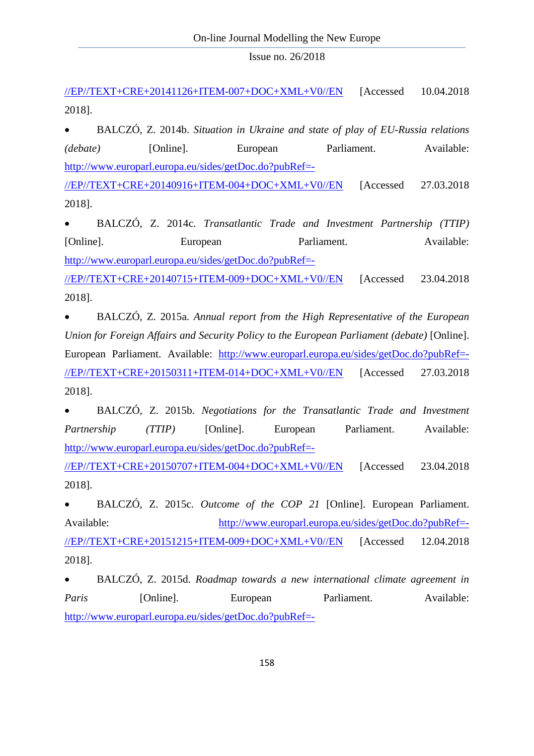//EP//TEXT+CRE+20141126+ITEM-007+DOC+XML+V0//EN [Accessed 10.04.2018 2018].

- BALCZÓ, Z. 2014b. *Situation in Ukraine and state of play of EU-Russia relations (debate)* [Online]. European Parliament. Available: http://www.europarl.europa.eu/sides/getDoc.do?pubRef=-//EP//TEXT+CRE+20140916+ITEM-004+DOC+XML+V0//EN [Accessed 27.03.2018 2018].

- BALCZÓ, Z. 2014c. *Transatlantic Trade and Investment Partnership (TTIP)* [Online]. European Parliament. Available: http://www.europarl.europa.eu/sides/getDoc.do?pubRef=-//EP//TEXT+CRE+20140715+ITEM-009+DOC+XML+V0//EN [Accessed 23.04.2018 2018].

- BALCZÓ, Z. 2015a. *Annual report from the High Representative of the European Union for Foreign Affairs and Security Policy to the European Parliament (debate)* [Online]. European Parliament. Available: http://www.europarl.europa.eu/sides/getDoc.do?pubRef=-//EP//TEXT+CRE+20150311+ITEM-014+DOC+XML+V0//EN [Accessed 27.03.2018 2018].

- BALCZÓ, Z. 2015b. *Negotiations for the Transatlantic Trade and Investment Partnership (TTIP)* [Online]. European Parliament. Available: http://www.europarl.europa.eu/sides/getDoc.do?pubRef=-//EP//TEXT+CRE+20150707+ITEM-004+DOC+XML+V0//EN [Accessed 23.04.2018 2018].

- BALCZÓ, Z. 2015c. *Outcome of the COP 21* [Online]. European Parliament. Available: http://www.europarl.europa.eu/sides/getDoc.do?pubRef=-//EP//TEXT+CRE+20151215+ITEM-009+DOC+XML+V0//EN [Accessed 12.04.2018 2018].

- BALCZÓ, Z. 2015d. *Roadmap towards a new international climate agreement in Paris* [Online]. European Parliament. Available: http://www.europarl.europa.eu/sides/getDoc.do?pubRef=-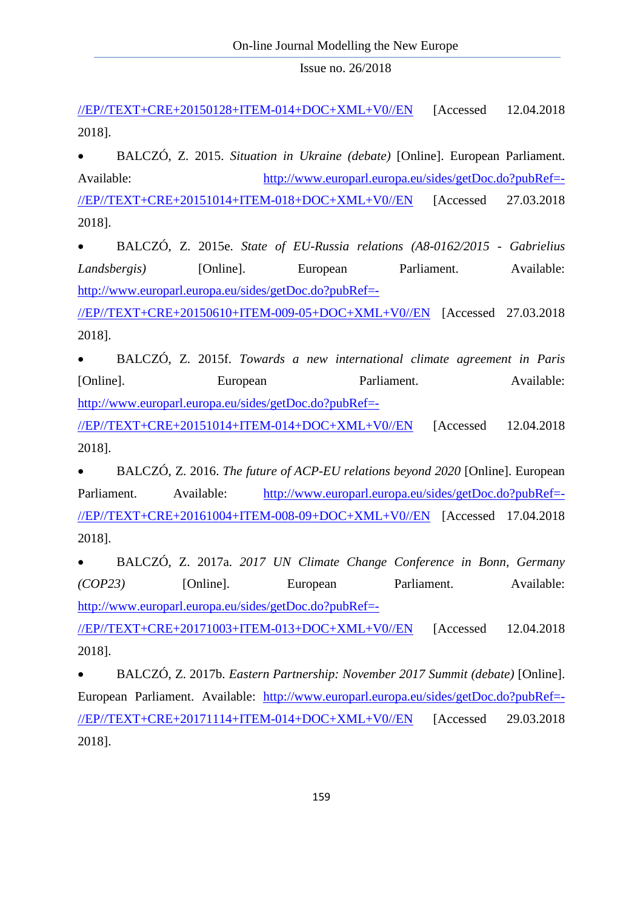//EP//TEXT+CRE+20150128+ITEM-014+DOC+XML+V0//EN [Accessed 12.04.2018 2018].

- BALCZÓ, Z. 2015. *Situation in Ukraine (debate)* [Online]. European Parliament. Available: http://www.europarl.europa.eu/sides/getDoc.do?pubRef=-//EP//TEXT+CRE+20151014+ITEM-018+DOC+XML+V0//EN [Accessed 27.03.2018 2018].
- BALCZÓ, Z. 2015e. *State of EU-Russia relations (A8-0162/2015 - Gabrielius Landsbergis)* [Online]. European Parliament. Available: http://www.europarl.europa.eu/sides/getDoc.do?pubRef=-//EP//TEXT+CRE+20150610+ITEM-009-05+DOC+XML+V0//EN [Accessed 27.03.2018 2018].
- BALCZÓ, Z. 2015f. *Towards a new international climate agreement in Paris* [Online]. European Parliament. Available: http://www.europarl.europa.eu/sides/getDoc.do?pubRef=-//EP//TEXT+CRE+20151014+ITEM-014+DOC+XML+V0//EN [Accessed 12.04.2018 2018].
- BALCZÓ, Z. 2016. *The future of ACP-EU relations beyond 2020* [Online]. European Parliament. Available: http://www.europarl.europa.eu/sides/getDoc.do?pubRef=-//EP//TEXT+CRE+20161004+ITEM-008-09+DOC+XML+V0//EN [Accessed 17.04.2018 2018].
- BALCZÓ, Z. 2017a. *2017 UN Climate Change Conference in Bonn, Germany (COP23)* [Online]. European Parliament. Available: http://www.europarl.europa.eu/sides/getDoc.do?pubRef=-//EP//TEXT+CRE+20171003+ITEM-013+DOC+XML+V0//EN [Accessed 12.04.2018 2018].
- BALCZÓ, Z. 2017b. *Eastern Partnership: November 2017 Summit (debate)* [Online]. European Parliament. Available: http://www.europarl.europa.eu/sides/getDoc.do?pubRef=-//EP//TEXT+CRE+20171114+ITEM-014+DOC+XML+V0//EN [Accessed 29.03.2018 2018].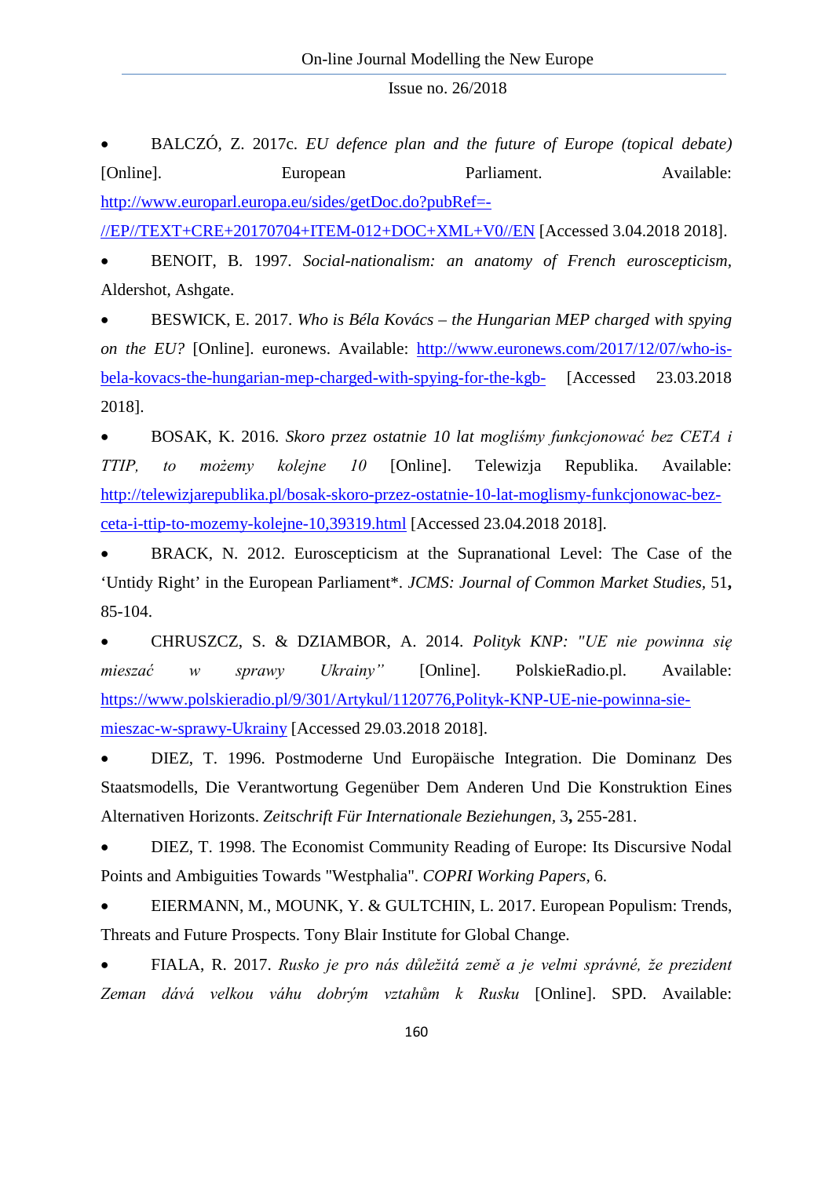- BALCZÓ, Z. 2017c. *EU defence plan and the future of Europe (topical debate)* [Online]. European Parliament. Available: http://www.europarl.europa.eu/sides/getDoc.do?pubRef=-//EP//TEXT+CRE+20170704+ITEM-012+DOC+XML+V0//EN [Accessed 3.04.2018 2018].
- BENOIT, B. 1997. *Social-nationalism: an anatomy of French euroscepticism*, Aldershot, Ashgate.
- BESWICK, E. 2017. *Who is Béla Kovács – the Hungarian MEP charged with spying on the EU?* [Online]. euronews. Available: http://www.euronews.com/2017/12/07/who-is-bela-kovacs-the-hungarian-mep-charged-with-spying-for-the-kgb- [Accessed 23.03.2018 2018].
- BOSAK, K. 2016. *Skoro przez ostatnie 10 lat mogliśmy funkcjonować bez CETA i TTIP, to możemy kolejne 10* [Online]. Telewizja Republika. Available: http://telewizjarepublika.pl/bosak-skoro-przez-ostatnie-10-lat-moglismy-funkcjonowac-bez-ceta-i-ttip-to-mozemy-kolejne-10,39319.html [Accessed 23.04.2018 2018].
- BRACK, N. 2012. Euroscepticism at the Supranational Level: The Case of the 'Untidy Right' in the European Parliament*. *JCMS: Journal of Common Market Studies,* 51**,** 85-104.
- CHRUSZCZ, S. & DZIAMBOR, A. 2014. *Polityk KNP: "UE nie powinna się mieszać w sprawy Ukrainy"* [Online]. PolskieRadio.pl. Available: https://www.polskieradio.pl/9/301/Artykul/1120776,Polityk-KNP-UE-nie-powinna-sie-mieszac-w-sprawy-Ukrainy [Accessed 29.03.2018 2018].
- DIEZ, T. 1996. Postmoderne Und Europäische Integration. Die Dominanz Des Staatsmodells, Die Verantwortung Gegenüber Dem Anderen Und Die Konstruktion Eines Alternativen Horizonts. *Zeitschrift Für Internationale Beziehungen,* 3**,** 255-281.
- DIEZ, T. 1998. The Economist Community Reading of Europe: Its Discursive Nodal Points and Ambiguities Towards "Westphalia". *COPRI Working Papers,* 6.
- EIERMANN, M., MOUNK, Y. & GULTCHIN, L. 2017. European Populism: Trends, Threats and Future Prospects. Tony Blair Institute for Global Change.
- FIALA, R. 2017. *Rusko je pro nás důležitá země a je velmi správné, že prezident Zeman dává velkou váhu dobrým vztahům k Rusku* [Online]. SPD. Available: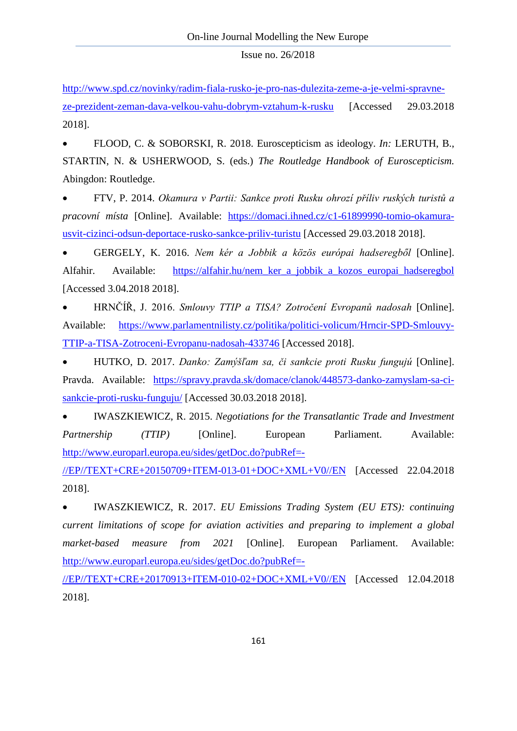http://www.spd.cz/novinky/radim-fiala-rusko-je-pro-nas-dulezita-zeme-a-je-velmi-spravne-ze-prezident-zeman-dava-velkou-vahu-dobrym-vztahum-k-rusku [Accessed 29.03.2018 2018].

- FLOOD, C. & SOBORSKI, R. 2018. Euroscepticism as ideology. *In:* LERUTH, B., STARTIN, N. & USHERWOOD, S. (eds.) *The Routledge Handbook of Euroscepticism.* Abingdon: Routledge.
- FTV, P. 2014. *Okamura v Partii: Sankce proti Rusku ohrozí příliv ruských turistů a pracovní místa* [Online]. Available: https://domaci.ihned.cz/c1-61899990-tomio-okamura-usvit-cizinci-odsun-deportace-rusko-sankce-priliv-turistu [Accessed 29.03.2018 2018].
- GERGELY, K. 2016. *Nem kér a Jobbik a közös európai hadseregből* [Online]. Alfahir. Available: https://alfahir.hu/nem_ker_a_jobbik_a_kozos_europai_hadseregbol [Accessed 3.04.2018 2018].
- HRNČÍŘ, J. 2016. *Smlouvy TTIP a TISA? Zotročení Evropanů nadosah* [Online]. Available: https://www.parlamentnilisty.cz/politika/politici-volicum/Hrncir-SPD-Smlouvy-TTIP-a-TISA-Zotroceni-Evropanu-nadosah-433746 [Accessed 2018].
- HUTKO, D. 2017. *Danko: Zamýšľam sa, či sankcie proti Rusku fungujú* [Online]. Pravda. Available: https://spravy.pravda.sk/domace/clanok/448573-danko-zamyslam-sa-ci-sankcie-proti-rusku-funguju/ [Accessed 30.03.2018 2018].
- IWASZKIEWICZ, R. 2015. *Negotiations for the Transatlantic Trade and Investment Partnership (TTIP)* [Online]. European Parliament. Available: http://www.europarl.europa.eu/sides/getDoc.do?pubRef=-//EP//TEXT+CRE+20150709+ITEM-013-01+DOC+XML+V0//EN [Accessed 22.04.2018 2018].
- IWASZKIEWICZ, R. 2017. *EU Emissions Trading System (EU ETS): continuing current limitations of scope for aviation activities and preparing to implement a global market-based measure from 2021* [Online]. European Parliament. Available: http://www.europarl.europa.eu/sides/getDoc.do?pubRef=-//EP//TEXT+CRE+20170913+ITEM-010-02+DOC+XML+V0//EN [Accessed 12.04.2018 2018].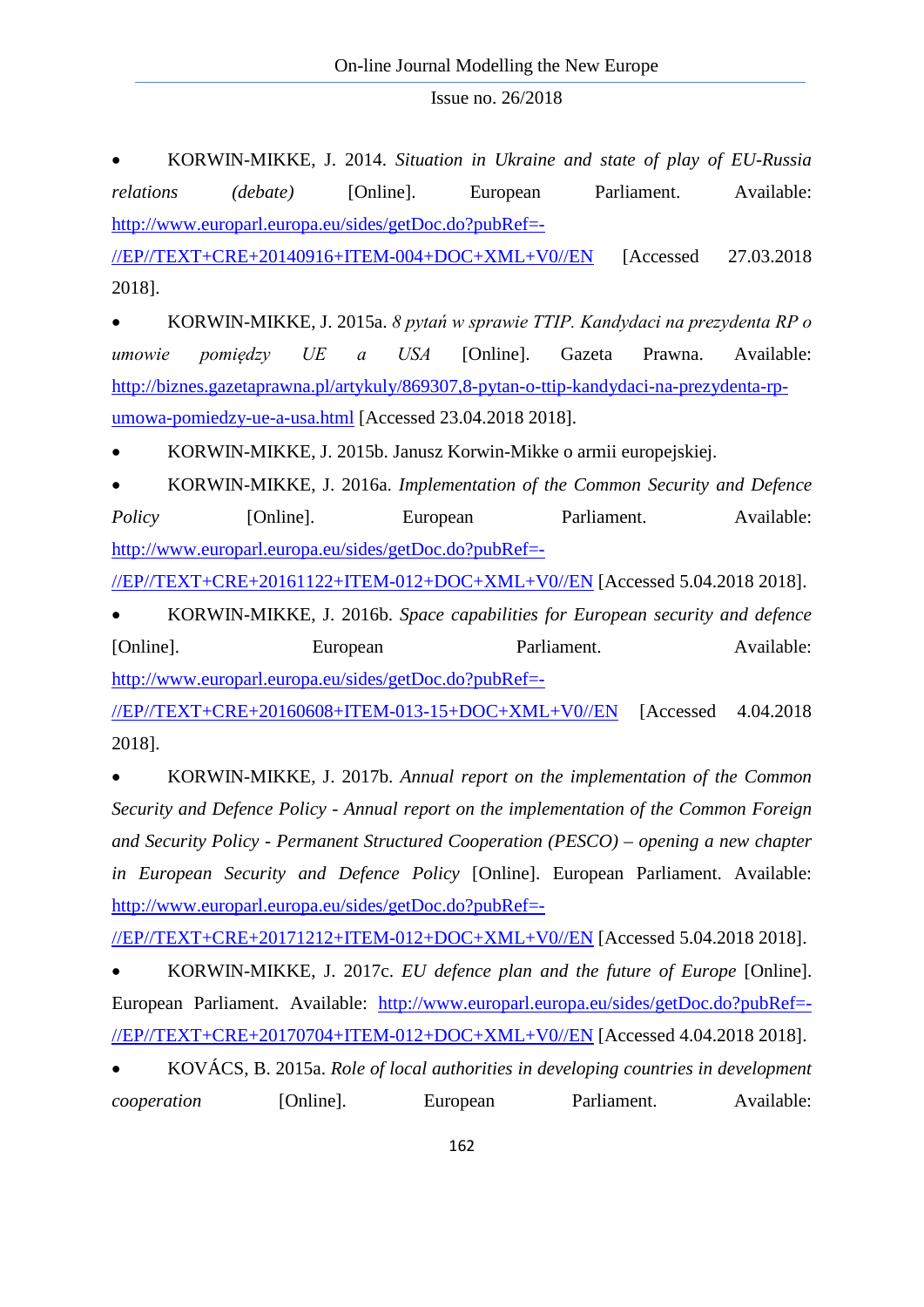- KORWIN-MIKKE, J. 2014. *Situation in Ukraine and state of play of EU-Russia relations (debate)* [Online]. European Parliament. Available: http://www.europarl.europa.eu/sides/getDoc.do?pubRef=-//EP//TEXT+CRE+20140916+ITEM-004+DOC+XML+V0//EN [Accessed 27.03.2018 2018].
- KORWIN-MIKKE, J. 2015a. *8 pytań w sprawie TTIP. Kandydaci na prezydenta RP o umowie pomiędzy UE a USA* [Online]. Gazeta Prawna. Available: http://biznes.gazetaprawna.pl/artykuly/869307,8-pytan-o-ttip-kandydaci-na-prezydenta-rp-umowa-pomiedzy-ue-a-usa.html [Accessed 23.04.2018 2018].
- KORWIN-MIKKE, J. 2015b. Janusz Korwin-Mikke o armii europejskiej.
- KORWIN-MIKKE, J. 2016a. *Implementation of the Common Security and Defence Policy* [Online]. European Parliament. Available: http://www.europarl.europa.eu/sides/getDoc.do?pubRef=-//EP//TEXT+CRE+20161122+ITEM-012+DOC+XML+V0//EN [Accessed 5.04.2018 2018].
- KORWIN-MIKKE, J. 2016b. *Space capabilities for European security and defence* [Online]. European Parliament. Available: http://www.europarl.europa.eu/sides/getDoc.do?pubRef=-//EP//TEXT+CRE+20160608+ITEM-013-15+DOC+XML+V0//EN [Accessed 4.04.2018 2018].
- KORWIN-MIKKE, J. 2017b. *Annual report on the implementation of the Common Security and Defence Policy - Annual report on the implementation of the Common Foreign and Security Policy - Permanent Structured Cooperation (PESCO) – opening a new chapter in European Security and Defence Policy* [Online]. European Parliament. Available: http://www.europarl.europa.eu/sides/getDoc.do?pubRef=-//EP//TEXT+CRE+20171212+ITEM-012+DOC+XML+V0//EN [Accessed 5.04.2018 2018].
- KORWIN-MIKKE, J. 2017c. *EU defence plan and the future of Europe* [Online]. European Parliament. Available: http://www.europarl.europa.eu/sides/getDoc.do?pubRef=-//EP//TEXT+CRE+20170704+ITEM-012+DOC+XML+V0//EN [Accessed 4.04.2018 2018].
- KOVÁCS, B. 2015a. *Role of local authorities in developing countries in development cooperation* [Online]. European Parliament. Available: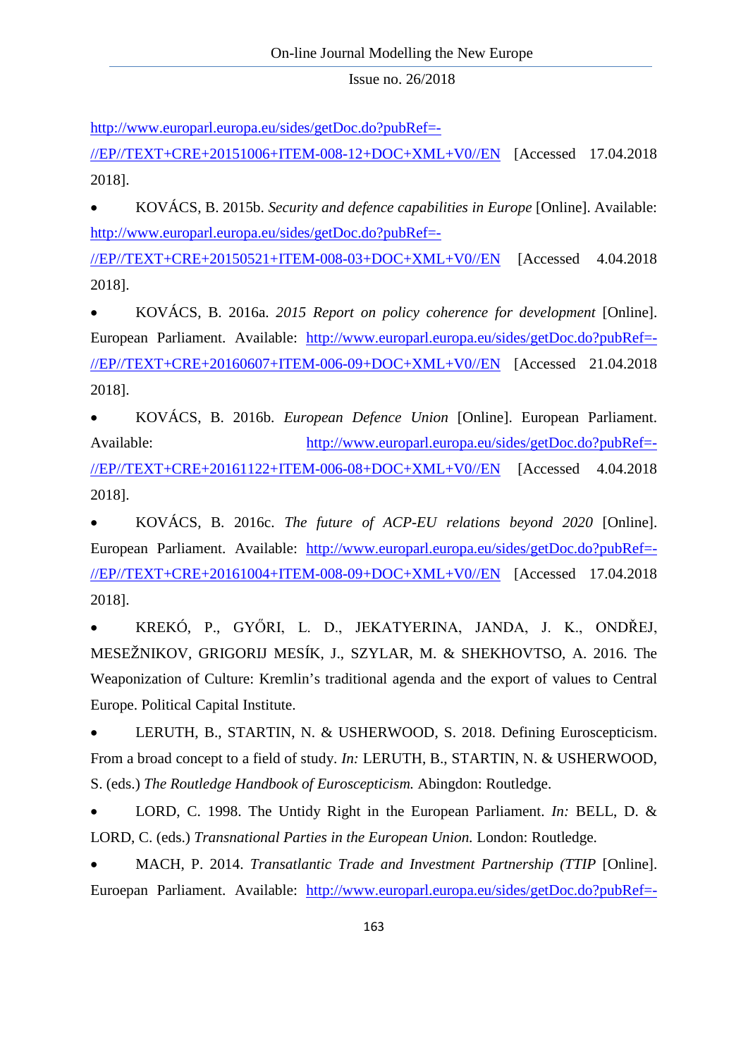http://www.europarl.europa.eu/sides/getDoc.do?pubRef=-//EP//TEXT+CRE+20151006+ITEM-008-12+DOC+XML+V0//EN [Accessed 17.04.2018 2018].

- KOVÁCS, B. 2015b. *Security and defence capabilities in Europe* [Online]. Available: http://www.europarl.europa.eu/sides/getDoc.do?pubRef=-//EP//TEXT+CRE+20150521+ITEM-008-03+DOC+XML+V0//EN [Accessed 4.04.2018 2018].

- KOVÁCS, B. 2016a. *2015 Report on policy coherence for development* [Online]. European Parliament. Available: http://www.europarl.europa.eu/sides/getDoc.do?pubRef=-//EP//TEXT+CRE+20160607+ITEM-006-09+DOC+XML+V0//EN [Accessed 21.04.2018 2018].

- KOVÁCS, B. 2016b. *European Defence Union* [Online]. European Parliament. Available: http://www.europarl.europa.eu/sides/getDoc.do?pubRef=-//EP//TEXT+CRE+20161122+ITEM-006-08+DOC+XML+V0//EN [Accessed 4.04.2018 2018].

- KOVÁCS, B. 2016c. *The future of ACP-EU relations beyond 2020* [Online]. European Parliament. Available: http://www.europarl.europa.eu/sides/getDoc.do?pubRef=-//EP//TEXT+CRE+20161004+ITEM-008-09+DOC+XML+V0//EN [Accessed 17.04.2018 2018].

- KREKÓ, P., GYŐRI, L. D., JEKATYERINA, JANDA, J. K., ONDŘEJ, MESEŽNIKOV, GRIGORIJ MESÍK, J., SZYLAR, M. & SHEKHOVTSO, A. 2016. The Weaponization of Culture: Kremlin's traditional agenda and the export of values to Central Europe. Political Capital Institute.

- LERUTH, B., STARTIN, N. & USHERWOOD, S. 2018. Defining Euroscepticism. From a broad concept to a field of study. *In:* LERUTH, B., STARTIN, N. & USHERWOOD, S. (eds.) *The Routledge Handbook of Euroscepticism.* Abingdon: Routledge.

- LORD, C. 1998. The Untidy Right in the European Parliament. *In:* BELL, D. & LORD, C. (eds.) *Transnational Parties in the European Union.* London: Routledge.

- MACH, P. 2014. *Transatlantic Trade and Investment Partnership (TTIP* [Online]. Euroepan Parliament. Available: http://www.europarl.europa.eu/sides/getDoc.do?pubRef=-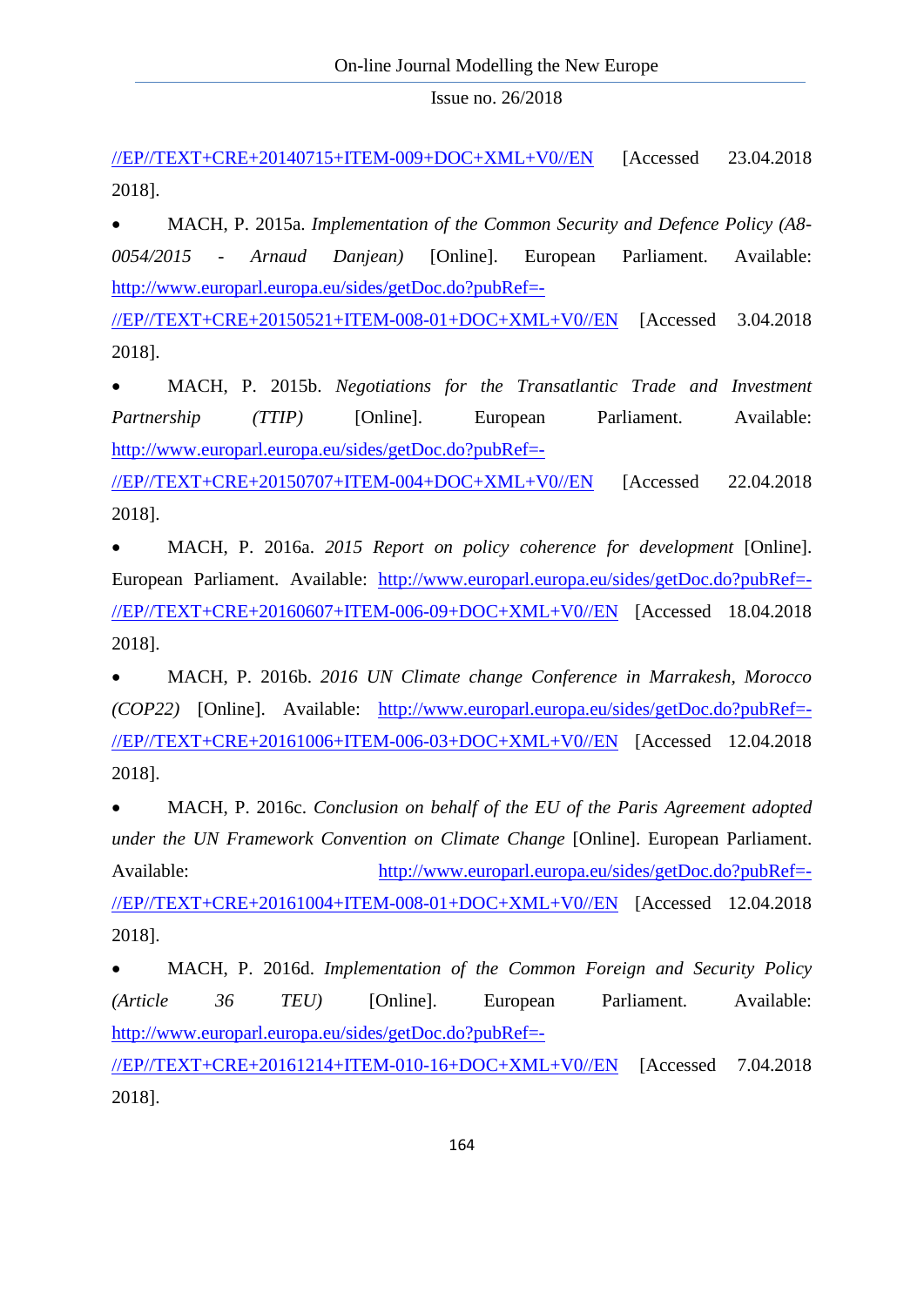//EP//TEXT+CRE+20140715+ITEM-009+DOC+XML+V0//EN [Accessed 23.04.2018 2018].

- MACH, P. 2015a. *Implementation of the Common Security and Defence Policy (A8-0054/2015 - Arnaud Danjean)* [Online]. European Parliament. Available: http://www.europarl.europa.eu/sides/getDoc.do?pubRef=-//EP//TEXT+CRE+20150521+ITEM-008-01+DOC+XML+V0//EN [Accessed 3.04.2018 2018].
- MACH, P. 2015b. *Negotiations for the Transatlantic Trade and Investment Partnership (TTIP)* [Online]. European Parliament. Available: http://www.europarl.europa.eu/sides/getDoc.do?pubRef=-//EP//TEXT+CRE+20150707+ITEM-004+DOC+XML+V0//EN [Accessed 22.04.2018 2018].
- MACH, P. 2016a. *2015 Report on policy coherence for development* [Online]. European Parliament. Available: http://www.europarl.europa.eu/sides/getDoc.do?pubRef=-//EP//TEXT+CRE+20160607+ITEM-006-09+DOC+XML+V0//EN [Accessed 18.04.2018 2018].
- MACH, P. 2016b. *2016 UN Climate change Conference in Marrakesh, Morocco (COP22)* [Online]. Available: http://www.europarl.europa.eu/sides/getDoc.do?pubRef=-//EP//TEXT+CRE+20161006+ITEM-006-03+DOC+XML+V0//EN [Accessed 12.04.2018 2018].
- MACH, P. 2016c. *Conclusion on behalf of the EU of the Paris Agreement adopted under the UN Framework Convention on Climate Change* [Online]. European Parliament. Available: http://www.europarl.europa.eu/sides/getDoc.do?pubRef=-//EP//TEXT+CRE+20161004+ITEM-008-01+DOC+XML+V0//EN [Accessed 12.04.2018 2018].
- MACH, P. 2016d. *Implementation of the Common Foreign and Security Policy (Article 36 TEU)* [Online]. European Parliament. Available: http://www.europarl.europa.eu/sides/getDoc.do?pubRef=-//EP//TEXT+CRE+20161214+ITEM-010-16+DOC+XML+V0//EN [Accessed 7.04.2018 2018].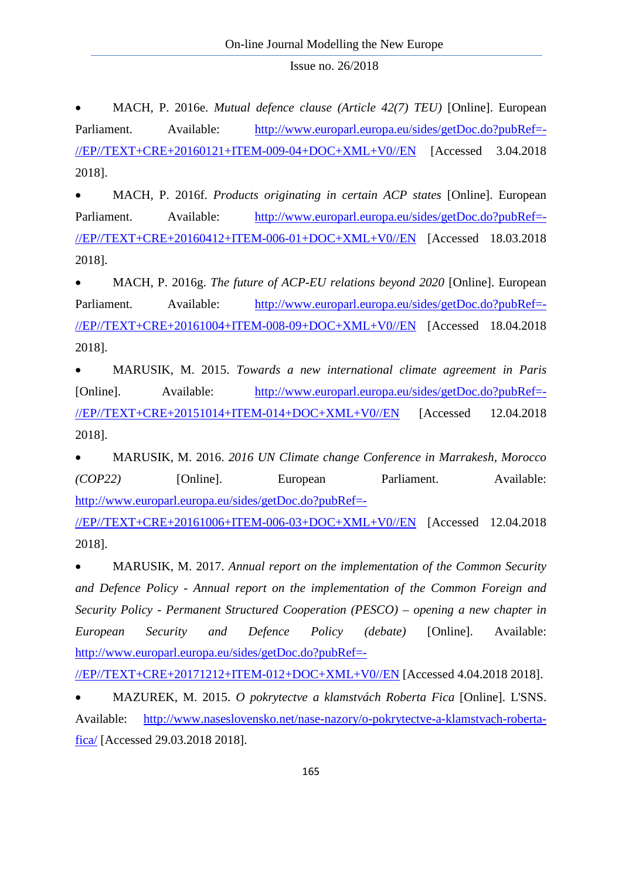- MACH, P. 2016e. *Mutual defence clause (Article 42(7) TEU)* [Online]. European Parliament. Available: http://www.europarl.europa.eu/sides/getDoc.do?pubRef=-//EP//TEXT+CRE+20160121+ITEM-009-04+DOC+XML+V0//EN [Accessed 3.04.2018 2018].
- MACH, P. 2016f. *Products originating in certain ACP states* [Online]. European Parliament. Available: http://www.europarl.europa.eu/sides/getDoc.do?pubRef=-//EP//TEXT+CRE+20160412+ITEM-006-01+DOC+XML+V0//EN [Accessed 18.03.2018 2018].
- MACH, P. 2016g. *The future of ACP-EU relations beyond 2020* [Online]. European Parliament. Available: http://www.europarl.europa.eu/sides/getDoc.do?pubRef=-//EP//TEXT+CRE+20161004+ITEM-008-09+DOC+XML+V0//EN [Accessed 18.04.2018 2018].
- MARUSIK, M. 2015. *Towards a new international climate agreement in Paris* [Online]. Available: http://www.europarl.europa.eu/sides/getDoc.do?pubRef=-//EP//TEXT+CRE+20151014+ITEM-014+DOC+XML+V0//EN [Accessed 12.04.2018 2018].
- MARUSIK, M. 2016. *2016 UN Climate change Conference in Marrakesh, Morocco (COP22)* [Online]. European Parliament. Available: http://www.europarl.europa.eu/sides/getDoc.do?pubRef=-//EP//TEXT+CRE+20161006+ITEM-006-03+DOC+XML+V0//EN [Accessed 12.04.2018 2018].
- MARUSIK, M. 2017. *Annual report on the implementation of the Common Security and Defence Policy - Annual report on the implementation of the Common Foreign and Security Policy - Permanent Structured Cooperation (PESCO) – opening a new chapter in European Security and Defence Policy (debate)* [Online]. Available: http://www.europarl.europa.eu/sides/getDoc.do?pubRef=-//EP//TEXT+CRE+20171212+ITEM-012+DOC+XML+V0//EN [Accessed 4.04.2018 2018].
- MAZUREK, M. 2015. *O pokrytectve a klamstvách Roberta Fica* [Online]. L'SNS. Available: http://www.naseslovensko.net/nase-nazory/o-pokrytectve-a-klamstvach-roberta-fica/ [Accessed 29.03.2018 2018].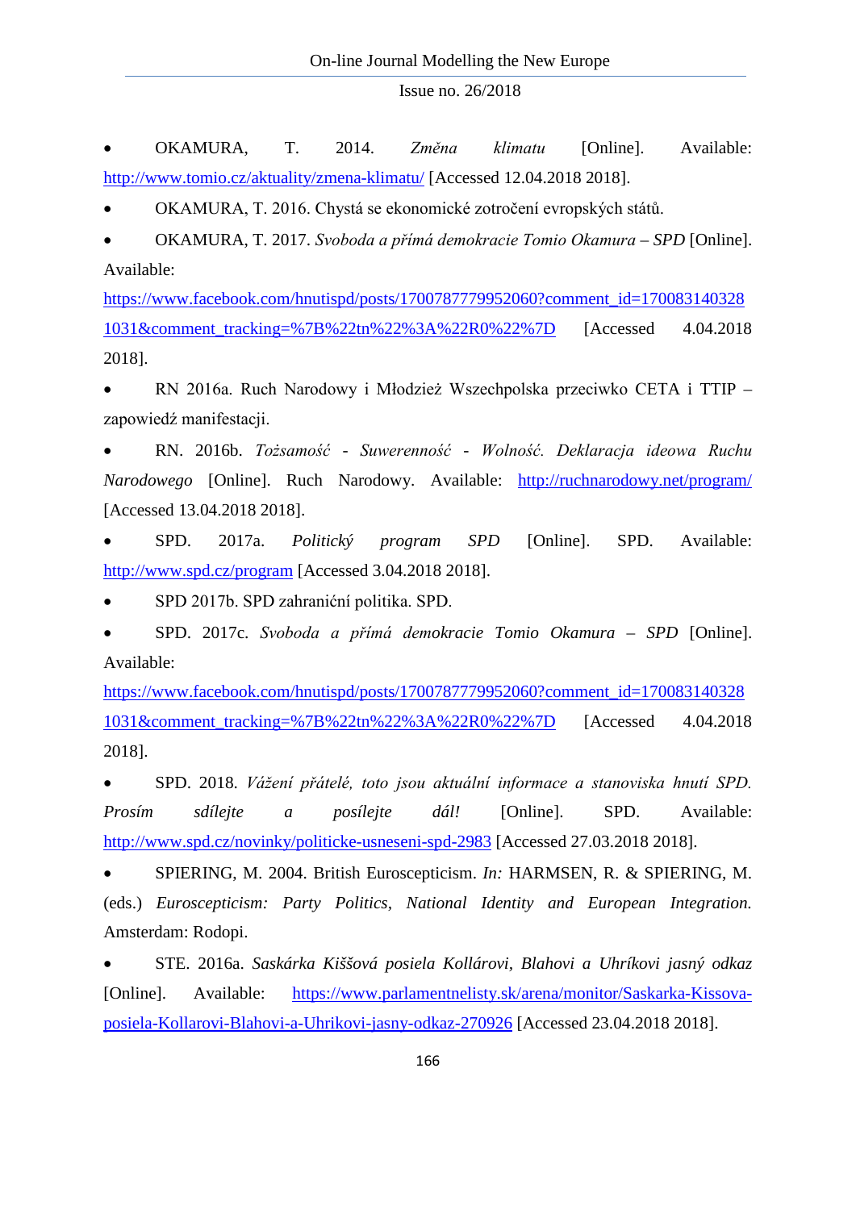- OKAMURA, T. 2014. *Změna klimatu* [Online]. Available: http://www.tomio.cz/aktuality/zmena-klimatu/ [Accessed 12.04.2018 2018].
- OKAMURA, T. 2016. Chystá se ekonomické zotročení evropských států.
- OKAMURA, T. 2017. *Svoboda a přímá demokracie Tomio Okamura – SPD* [Online]. Available: https://www.facebook.com/hnutispd/posts/1700787779952060?comment_id=1700831403281031&comment_tracking=%7B%22tn%22%3A%22R0%22%7D [Accessed 4.04.2018 2018].
- RN 2016a. Ruch Narodowy i Młodzież Wszechpolska przeciwko CETA i TTIP – zapowiedź manifestacji.
- RN. 2016b. *Tożsamość - Suwerenność - Wolność. Deklaracja ideowa Ruchu Narodowego* [Online]. Ruch Narodowy. Available: http://ruchnarodowy.net/program/ [Accessed 13.04.2018 2018].
- SPD. 2017a. *Politický program SPD* [Online]. SPD. Available: http://www.spd.cz/program [Accessed 3.04.2018 2018].
- SPD 2017b. SPD zahraniční politika. SPD.
- SPD. 2017c. *Svoboda a přímá demokracie Tomio Okamura – SPD* [Online]. Available: https://www.facebook.com/hnutispd/posts/1700787779952060?comment_id=1700831403281031&comment_tracking=%7B%22tn%22%3A%22R0%22%7D [Accessed 4.04.2018 2018].
- SPD. 2018. *Vážení přátelé, toto jsou aktuální informace a stanoviska hnutí SPD. Prosím sdílejte a posílejte dál!* [Online]. SPD. Available: http://www.spd.cz/novinky/politicke-usneseni-spd-2983 [Accessed 27.03.2018 2018].
- SPIERING, M. 2004. British Euroscepticism. *In:* HARMSEN, R. & SPIERING, M. (eds.) *Euroscepticism: Party Politics, National Identity and European Integration.* Amsterdam: Rodopi.
- STE. 2016a. *Saskárka Kiššová posiela Kollárovi, Blahovi a Uhríkovi jasný odkaz* [Online]. Available: https://www.parlamentnelisty.sk/arena/monitor/Saskarka-Kissova-posiela-Kollarovi-Blahovi-a-Uhrikovi-jasny-odkaz-270926 [Accessed 23.04.2018 2018].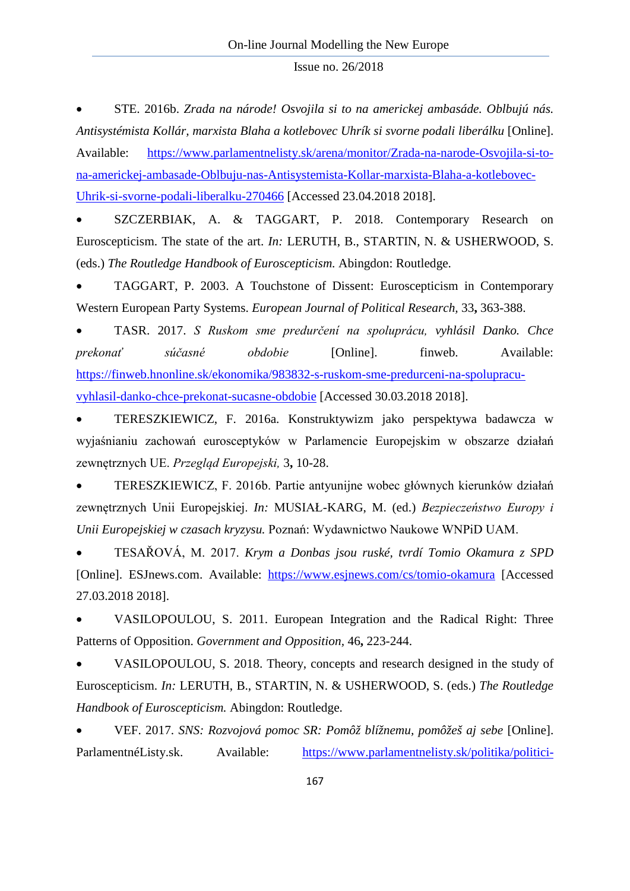- STE. 2016b. *Zrada na národe! Osvojila si to na americkej ambasáde. Oblbujú nás. Antisystémista Kollár, marxista Blaha a kotlebovec Uhrík si svorne podali liberálku* [Online]. Available: https://www.parlamentnelisty.sk/arena/monitor/Zrada-na-narode-Osvojila-si-to-na-americkej-ambasade-Oblbuju-nas-Antisystemista-Kollar-marxista-Blaha-a-kotlebovec-Uhrik-si-svorne-podali-liberalku-270466 [Accessed 23.04.2018 2018].
- SZCZERBIAK, A. & TAGGART, P. 2018. Contemporary Research on Euroscepticism. The state of the art. *In:* LERUTH, B., STARTIN, N. & USHERWOOD, S. (eds.) *The Routledge Handbook of Euroscepticism.* Abingdon: Routledge.
- TAGGART, P. 2003. A Touchstone of Dissent: Euroscepticism in Contemporary Western European Party Systems. *European Journal of Political Research,* 33**,** 363-388.
- TASR. 2017. *S Ruskom sme predurčení na spoluprácu, vyhlásil Danko. Chce prekonať súčasné obdobie* [Online]. finweb. Available: https://finweb.hnonline.sk/ekonomika/983832-s-ruskom-sme-predurceni-na-spolupracu-vyhlasil-danko-chce-prekonat-sucasne-obdobie [Accessed 30.03.2018 2018].
- TERESZKIEWICZ, F. 2016a. Konstruktywizm jako perspektywa badawcza w wyjaśnianiu zachowań eurosceptyków w Parlamencie Europejskim w obszarze działań zewnętrznych UE. *Przegląd Europejski,* 3**,** 10-28.
- TERESZKIEWICZ, F. 2016b. Partie antyunijne wobec głównych kierunków działań zewnętrznych Unii Europejskiej. *In:* MUSIAŁ-KARG, M. (ed.) *Bezpieczeństwo Europy i Unii Europejskiej w czasach kryzysu.* Poznań: Wydawnictwo Naukowe WNPiD UAM.
- TESAŘOVÁ, M. 2017. *Krym a Donbas jsou ruské, tvrdí Tomio Okamura z SPD* [Online]. ESJnews.com. Available: https://www.esjnews.com/cs/tomio-okamura [Accessed 27.03.2018 2018].
- VASILOPOULOU, S. 2011. European Integration and the Radical Right: Three Patterns of Opposition. *Government and Opposition,* 46**,** 223-244.
- VASILOPOULOU, S. 2018. Theory, concepts and research designed in the study of Euroscepticism. *In:* LERUTH, B., STARTIN, N. & USHERWOOD, S. (eds.) *The Routledge Handbook of Euroscepticism.* Abingdon: Routledge.
- VEF. 2017. *SNS: Rozvojová pomoc SR: Pomôž blížnemu, pomôžeš aj sebe* [Online]. ParlamentnéListy.sk. Available: https://www.parlamentnelisty.sk/politika/politici-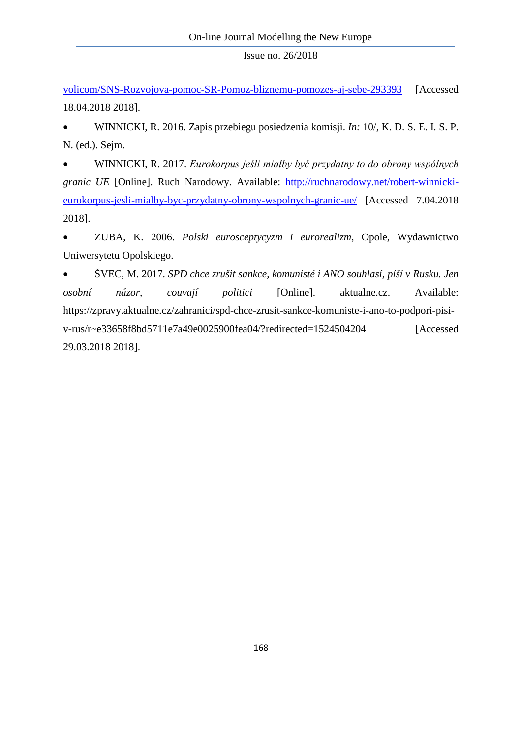volicom/SNS-Rozvojova-pomoc-SR-Pomoz-bliznemu-pomozes-aj-sebe-293393 [Accessed 18.04.2018 2018].

- WINNICKI, R. 2016. Zapis przebiegu posiedzenia komisji. *In:* 10/, K. D. S. E. I. S. P. N. (ed.). Sejm.
- WINNICKI, R. 2017. *Eurokorpus jeśli miałby być przydatny to do obrony wspólnych granic UE* [Online]. Ruch Narodowy. Available: http://ruchnarodowy.net/robert-winnicki-eurokorpus-jesli-mialby-byc-przydatny-obrony-wspolnych-granic-ue/ [Accessed 7.04.2018 2018].
- ZUBA, K. 2006. *Polski eurosceptycyzm i eurorealizm*, Opole, Wydawnictwo Uniwersytetu Opolskiego.
- ŠVEC, M. 2017. *SPD chce zrušit sankce, komunisté i ANO souhlasí, píší v Rusku. Jen osobní názor, couvají politici* [Online]. aktualne.cz. Available: https://zpravy.aktualne.cz/zahranici/spd-chce-zrusit-sankce-komuniste-i-ano-to-podpori-pisi-v-rus/r~e33658f8bd5711e7a49e0025900fea04/?redirected=1524504204 [Accessed 29.03.2018 2018].